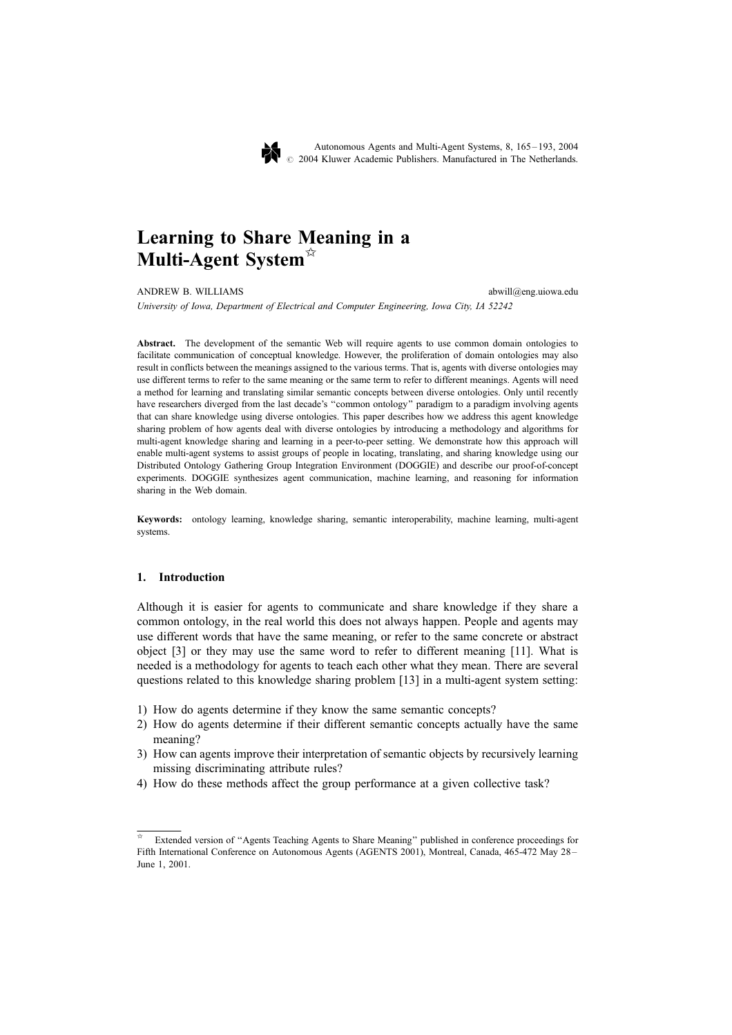# Learning to Share Meaning in a Multi-Agent System ☆

ANDREW B. WILLIAMS abwill@eng.uiowa.edu

*University of Iowa, Department of Electrical and Computer Engineering, Iowa City, IA 52242*

**Abstract.** The development of the semantic Web will require agents to use common domain ontologies to facilitate communication of conceptual knowledge. However, the proliferation of domain ontologies may also result in conflicts between the meanings assigned to the various terms. That is, agents with diverse ontologies may use different terms to refer to the same meaning or the same term to refer to different meanings. Agents will need a method for learning and translating similar semantic concepts between diverse ontologies. Only until recently have researchers diverged from the last decade's "common ontology" paradigm to a paradigm involving agents that can share knowledge using diverse ontologies. This paper describes how we address this agent knowledge sharing problem of how agents deal with diverse ontologies by introducing a methodology and algorithms for multi-agent knowledge sharing and learning in a peer-to-peer setting. We demonstrate how this approach will enable multi-agent systems to assist groups of people in locating, translating, and sharing knowledge using our Distributed Ontology Gathering Group Integration Environment (DOGGIE) and describe our proof-of-concept experiments. DOGGIE synthesizes agent communication, machine learning, and reasoning for information sharing in the Web domain.

**Keywords:** ontology learning, knowledge sharing, semantic interoperability, machine learning, multi-agent systems.

## 1. Introduction

Although it is easier for agents to communicate and share knowledge if they share a common ontology, in the real world this does not always happen. People and agents may use different words that have the same meaning, or refer to the same concrete or abstract object [3] or they may use the same word to refer to different meaning [11]. What is needed is a methodology for agents to teach each other what they mean. There are several questions related to this knowledge sharing problem [13] in a multi-agent system setting:

1) How do agents determine if they know the same semantic concepts?
2) How do agents determine if their different semantic concepts actually have the same meaning?
3) How can agents improve their interpretation of semantic objects by recursively learning missing discriminating attribute rules?
4) How do these methods affect the group performance at a given collective task?

☆ Extended version of "Agents Teaching Agents to Share Meaning" published in conference proceedings for Fifth International Conference on Autonomous Agents (AGENTS 2001), Montreal, Canada, 465-472 May 28 – June 1, 2001.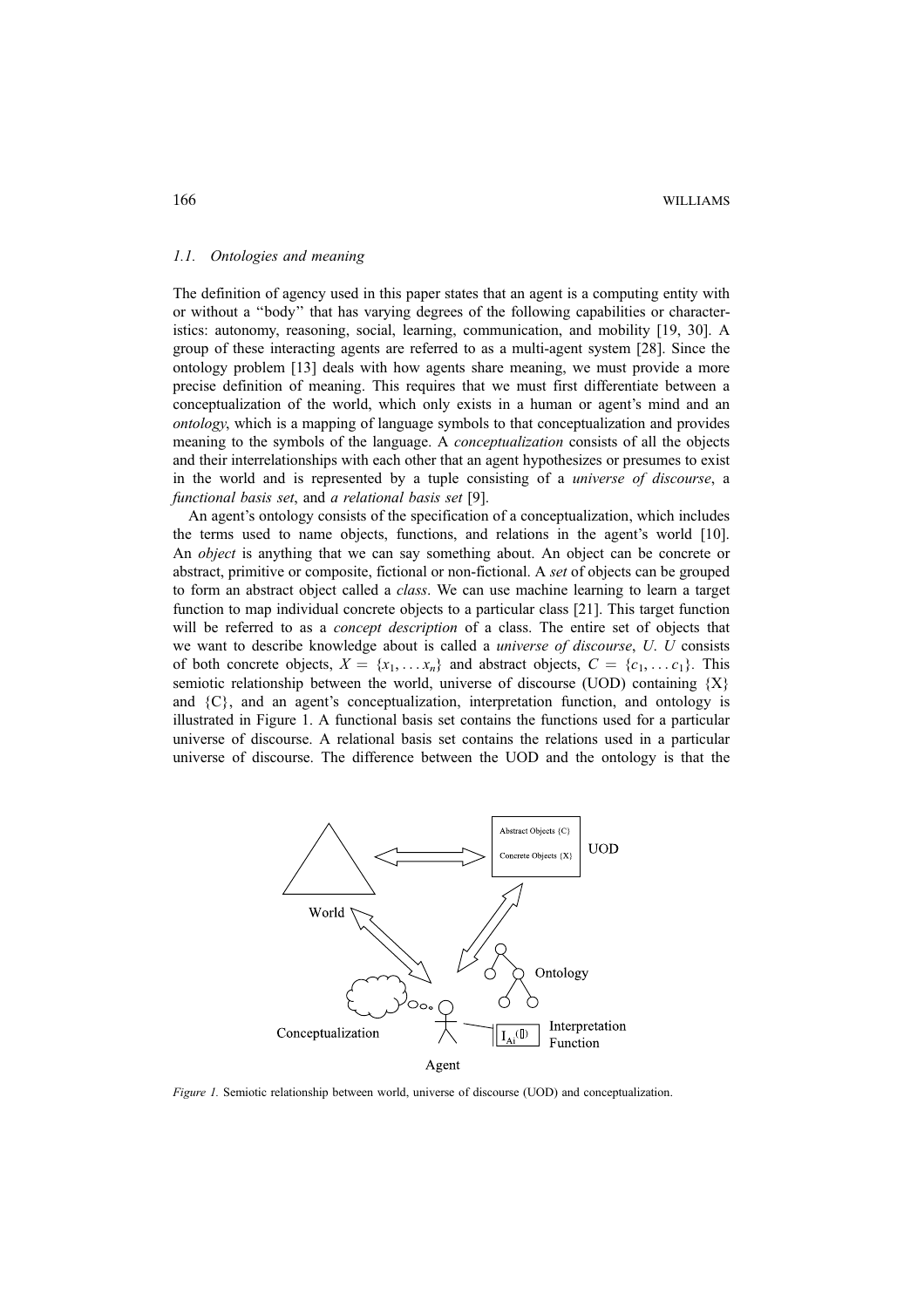### 1.1. Ontologies and meaning

The definition of agency used in this paper states that an agent is a computing entity with or without a "body" that has varying degrees of the following capabilities or characteristics: autonomy, reasoning, social, learning, communication, and mobility [19, 30]. A group of these interacting agents are referred to as a multi-agent system [28]. Since the ontology problem [13] deals with how agents share meaning, we must provide a more precise definition of meaning. This requires that we must first differentiate between a conceptualization of the world, which only exists in a human or agent's mind and an *ontology*, which is a mapping of language symbols to that conceptualization and provides meaning to the symbols of the language. A *conceptualization* consists of all the objects and their interrelationships with each other that an agent hypothesizes or presumes to exist in the world and is represented by a tuple consisting of a *universe of discourse*, a *functional basis set*, and *a relational basis set* [9].

An agent's ontology consists of the specification of a conceptualization, which includes the terms used to name objects, functions, and relations in the agent's world [10]. An *object* is anything that we can say something about. An object can be concrete or abstract, primitive or composite, fictional or non-fictional. A *set* of objects can be grouped to form an abstract object called a *class*. We can use machine learning to learn a target function to map individual concrete objects to a particular class [21]. This target function will be referred to as a *concept description* of a class. The entire set of objects that we want to describe knowledge about is called a *universe of discourse*, *U*. *U* consists of both concrete objects, $X = \{x_1, \ldots x_n\}$ and abstract objects, $C = \{c_1, \ldots c_1\}$. This semiotic relationship between the world, universe of discourse (UOD) containing {X} and {C}, and an agent's conceptualization, interpretation function, and ontology is illustrated in Figure 1. A functional basis set contains the functions used for a particular universe of discourse. A relational basis set contains the relations used in a particular universe of discourse. The difference between the UOD and the ontology is that the

*Figure 1.* Semiotic relationship between world, universe of discourse (UOD) and conceptualization.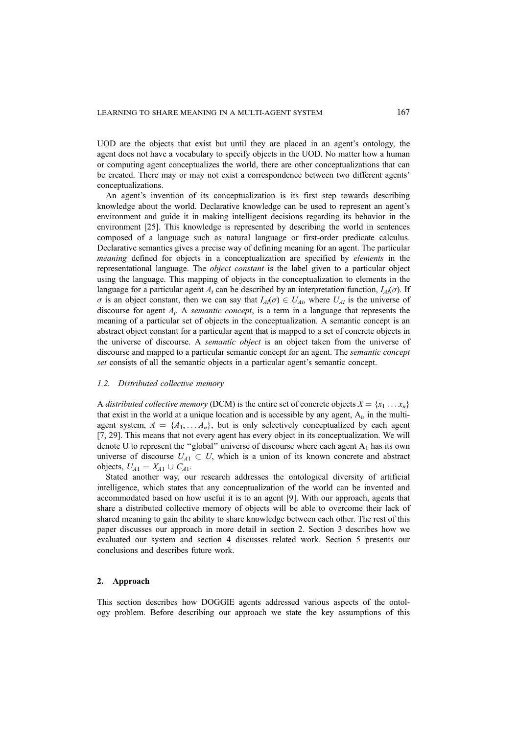UOD are the objects that exist but until they are placed in an agent's ontology, the agent does not have a vocabulary to specify objects in the UOD. No matter how a human or computing agent conceptualizes the world, there are other conceptualizations that can be created. There may or may not exist a correspondence between two different agents' conceptualizations.

An agent's invention of its conceptualization is its first step towards describing knowledge about the world. Declarative knowledge can be used to represent an agent's environment and guide it in making intelligent decisions regarding its behavior in the environment [25]. This knowledge is represented by describing the world in sentences composed of a language such as natural language or first-order predicate calculus. Declarative semantics gives a precise way of defining meaning for an agent. The particular *meaning* defined for objects in a conceptualization are specified by *elements* in the representational language. The *object constant* is the label given to a particular object using the language. This mapping of objects in the conceptualization to elements in the language for a particular agent $A_i$ can be described by an interpretation function, $I_{Ai}(\sigma)$. If $\sigma$ is an object constant, then we can say that $I_{Ai}(\sigma) \in U_{Ai}$, where $U_{Ai}$ is the universe of discourse for agent $A_i$. A *semantic concept*, is a term in a language that represents the meaning of a particular set of objects in the conceptualization. A semantic concept is an abstract object constant for a particular agent that is mapped to a set of concrete objects in the universe of discourse. A *semantic object* is an object taken from the universe of discourse and mapped to a particular semantic concept for an agent. The *semantic concept set* consists of all the semantic objects in a particular agent's semantic concept.

### *1.2. Distributed collective memory*

A *distributed collective memory* (DCM) is the entire set of concrete objects $X = \{x_1 \ldots x_n\}$ that exist in the world at a unique location and is accessible by any agent, $A_i$, in the multi-agent system, $A = \{A_1, \ldots A_n\}$, but is only selectively conceptualized by each agent [7, 29]. This means that not every agent has every object in its conceptualization. We will denote U to represent the "global" universe of discourse where each agent $A_1$ has its own universe of discourse $U_{A1} \subset U$, which is a union of its known concrete and abstract objects, $U_{A1} = X_{A1} \cup C_{A1}$.

Stated another way, our research addresses the ontological diversity of artificial intelligence, which states that any conceptualization of the world can be invented and accommodated based on how useful it is to an agent [9]. With our approach, agents that share a distributed collective memory of objects will be able to overcome their lack of shared meaning to gain the ability to share knowledge between each other. The rest of this paper discusses our approach in more detail in section 2. Section 3 describes how we evaluated our system and section 4 discusses related work. Section 5 presents our conclusions and describes future work.

## 2. Approach

This section describes how DOGGIE agents addressed various aspects of the ontology problem. Before describing our approach we state the key assumptions of this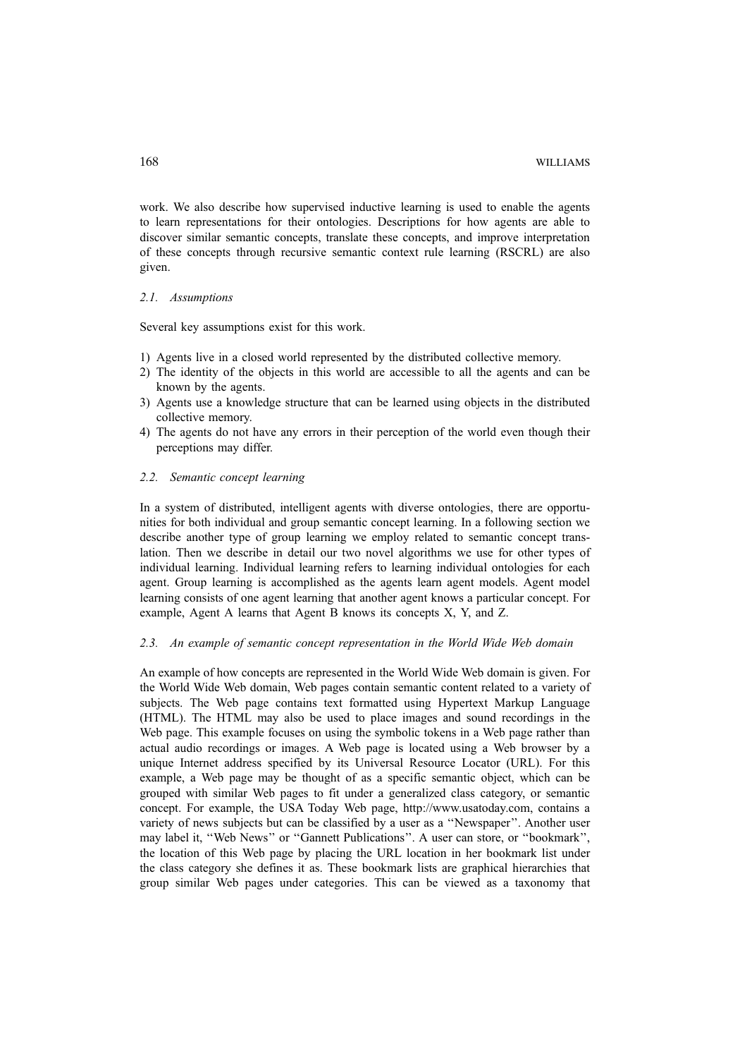work. We also describe how supervised inductive learning is used to enable the agents to learn representations for their ontologies. Descriptions for how agents are able to discover similar semantic concepts, translate these concepts, and improve interpretation of these concepts through recursive semantic context rule learning (RSCRL) are also given.

### *2.1. Assumptions*

Several key assumptions exist for this work.

1) Agents live in a closed world represented by the distributed collective memory.
2) The identity of the objects in this world are accessible to all the agents and can be known by the agents.
3) Agents use a knowledge structure that can be learned using objects in the distributed collective memory.
4) The agents do not have any errors in their perception of the world even though their perceptions may differ.

### *2.2. Semantic concept learning*

In a system of distributed, intelligent agents with diverse ontologies, there are opportunities for both individual and group semantic concept learning. In a following section we describe another type of group learning we employ related to semantic concept translation. Then we describe in detail our two novel algorithms we use for other types of individual learning. Individual learning refers to learning individual ontologies for each agent. Group learning is accomplished as the agents learn agent models. Agent model learning consists of one agent learning that another agent knows a particular concept. For example, Agent A learns that Agent B knows its concepts X, Y, and Z.

### *2.3. An example of semantic concept representation in the World Wide Web domain*

An example of how concepts are represented in the World Wide Web domain is given. For the World Wide Web domain, Web pages contain semantic content related to a variety of subjects. The Web page contains text formatted using Hypertext Markup Language (HTML). The HTML may also be used to place images and sound recordings in the Web page. This example focuses on using the symbolic tokens in a Web page rather than actual audio recordings or images. A Web page is located using a Web browser by a unique Internet address specified by its Universal Resource Locator (URL). For this example, a Web page may be thought of as a specific semantic object, which can be grouped with similar Web pages to fit under a generalized class category, or semantic concept. For example, the USA Today Web page, http://www.usatoday.com, contains a variety of news subjects but can be classified by a user as a ''Newspaper''. Another user may label it, ''Web News'' or ''Gannett Publications''. A user can store, or ''bookmark'', the location of this Web page by placing the URL location in her bookmark list under the class category she defines it as. These bookmark lists are graphical hierarchies that group similar Web pages under categories. This can be viewed as a taxonomy that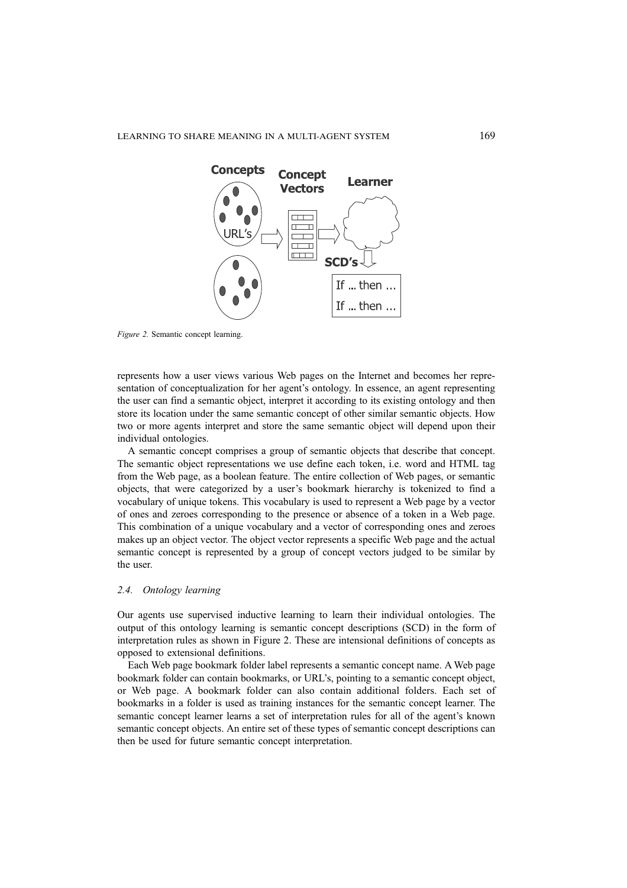*Figure 2.* Semantic concept learning.

represents how a user views various Web pages on the Internet and becomes her representation of conceptualization for her agent's ontology. In essence, an agent representing the user can find a semantic object, interpret it according to its existing ontology and then store its location under the same semantic concept of other similar semantic objects. How two or more agents interpret and store the same semantic object will depend upon their individual ontologies.

A semantic concept comprises a group of semantic objects that describe that concept. The semantic object representations we use define each token, i.e. word and HTML tag from the Web page, as a boolean feature. The entire collection of Web pages, or semantic objects, that were categorized by a user's bookmark hierarchy is tokenized to find a vocabulary of unique tokens. This vocabulary is used to represent a Web page by a vector of ones and zeroes corresponding to the presence or absence of a token in a Web page. This combination of a unique vocabulary and a vector of corresponding ones and zeroes makes up an object vector. The object vector represents a specific Web page and the actual semantic concept is represented by a group of concept vectors judged to be similar by the user.

### *2.4. Ontology learning*

Our agents use supervised inductive learning to learn their individual ontologies. The output of this ontology learning is semantic concept descriptions (SCD) in the form of interpretation rules as shown in Figure 2. These are intensional definitions of concepts as opposed to extensional definitions.

Each Web page bookmark folder label represents a semantic concept name. A Web page bookmark folder can contain bookmarks, or URL's, pointing to a semantic concept object, or Web page. A bookmark folder can also contain additional folders. Each set of bookmarks in a folder is used as training instances for the semantic concept learner. The semantic concept learner learns a set of interpretation rules for all of the agent's known semantic concept objects. An entire set of these types of semantic concept descriptions can then be used for future semantic concept interpretation.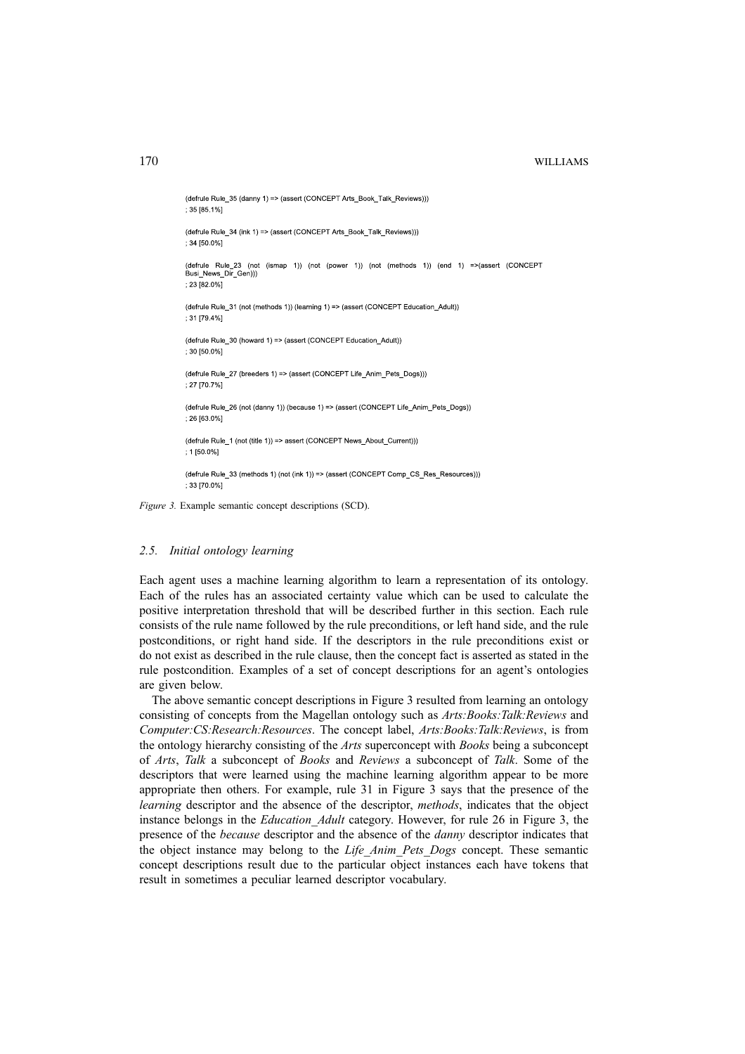```
(defrule Rule_35 (danny 1) => (assert (CONCEPT Arts_Book_Talk_Reviews)))
; 35 [85.1%]

(defrule Rule_34 (ink 1) => (assert (CONCEPT Arts_Book_Talk_Reviews)))
; 34 [50.0%]

(defrule Rule_23 (not (ismap 1)) (not (power 1)) (not (methods 1)) (end 1) =>(assert (CONCEPT
Busi_News_Dir_Gen)))
; 23 [82.0%]

(defrule Rule_31 (not (methods 1)) (learning 1) => (assert (CONCEPT Education_Adult))
; 31 [79.4%]

(defrule Rule_30 (howard 1) => (assert (CONCEPT Education_Adult))
; 30 [50.0%]

(defrule Rule_27 (breeders 1) => (assert (CONCEPT Life_Anim_Pets_Dogs)))
; 27 [70.7%]

(defrule Rule_26 (not (danny 1)) (because 1) => (assert (CONCEPT Life_Anim_Pets_Dogs))
; 26 [63.0%]

(defrule Rule_1 (not (title 1)) => assert (CONCEPT News_About_Current)))
; 1 [50.0%]

(defrule Rule_33 (methods 1) (not (ink 1)) => (assert (CONCEPT Comp_CS_Res_Resources)))
; 33 [70.0%]
```

*Figure 3.* Example semantic concept descriptions (SCD).

### *2.5. Initial ontology learning*

Each agent uses a machine learning algorithm to learn a representation of its ontology. Each of the rules has an associated certainty value which can be used to calculate the positive interpretation threshold that will be described further in this section. Each rule consists of the rule name followed by the rule preconditions, or left hand side, and the rule postconditions, or right hand side. If the descriptors in the rule preconditions exist or do not exist as described in the rule clause, then the concept fact is asserted as stated in the rule postcondition. Examples of a set of concept descriptions for an agent's ontologies are given below.

The above semantic concept descriptions in Figure 3 resulted from learning an ontology consisting of concepts from the Magellan ontology such as *Arts:Books:Talk:Reviews* and *Computer:CS:Research:Resources*. The concept label, *Arts:Books:Talk:Reviews*, is from the ontology hierarchy consisting of the *Arts* superconcept with *Books* being a subconcept of *Arts*, *Talk* a subconcept of *Books* and *Reviews* a subconcept of *Talk*. Some of the descriptors that were learned using the machine learning algorithm appear to be more appropriate then others. For example, rule 31 in Figure 3 says that the presence of the *learning* descriptor and the absence of the descriptor, *methods*, indicates that the object instance belongs in the *Education_Adult* category. However, for rule 26 in Figure 3, the presence of the *because* descriptor and the absence of the *danny* descriptor indicates that the object instance may belong to the *Life_Anim_Pets_Dogs* concept. These semantic concept descriptions result due to the particular object instances each have tokens that result in sometimes a peculiar learned descriptor vocabulary.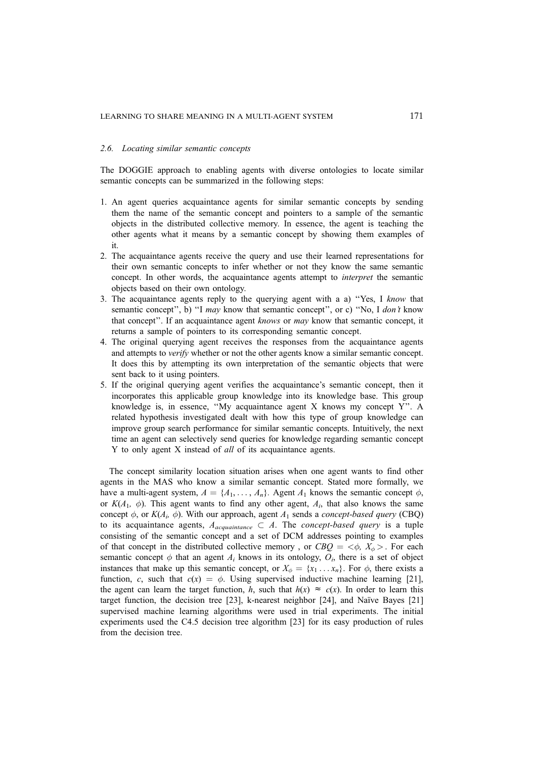### 2.6. Locating similar semantic concepts

The DOGGIE approach to enabling agents with diverse ontologies to locate similar semantic concepts can be summarized in the following steps:

1. An agent queries acquaintance agents for similar semantic concepts by sending them the name of the semantic concept and pointers to a sample of the semantic objects in the distributed collective memory. In essence, the agent is teaching the other agents what it means by a semantic concept by showing them examples of it.
2. The acquaintance agents receive the query and use their learned representations for their own semantic concepts to infer whether or not they know the same semantic concept. In other words, the acquaintance agents attempt to *interpret* the semantic objects based on their own ontology.
3. The acquaintance agents reply to the querying agent with a a) "Yes, I *know* that semantic concept", b) "I *may* know that semantic concept", or c) "No, I *don't* know that concept". If an acquaintance agent *knows* or *may* know that semantic concept, it returns a sample of pointers to its corresponding semantic concept.
4. The original querying agent receives the responses from the acquaintance agents and attempts to *verify* whether or not the other agents know a similar semantic concept. It does this by attempting its own interpretation of the semantic objects that were sent back to it using pointers.
5. If the original querying agent verifies the acquaintance's semantic concept, then it incorporates this applicable group knowledge into its knowledge base. This group knowledge is, in essence, "My acquaintance agent X knows my concept Y". A related hypothesis investigated dealt with how this type of group knowledge can improve group search performance for similar semantic concepts. Intuitively, the next time an agent can selectively send queries for knowledge regarding semantic concept Y to only agent X instead of *all* of its acquaintance agents.

The concept similarity location situation arises when one agent wants to find other agents in the MAS who know a similar semantic concept. Stated more formally, we have a multi-agent system, $A = \{A_1, \ldots, A_n\}$. Agent $A_1$ knows the semantic concept $\phi$, or $K(A_1, \phi)$. This agent wants to find any other agent, $A_i$, that also knows the same concept $\phi$, or $K(A_i, \phi)$. With our approach, agent $A_1$ sends a *concept-based query* (CBQ) to its acquaintance agents, $A_{acquaintance} \subset A$. The *concept-based query* is a tuple consisting of the semantic concept and a set of DCM addresses pointing to examples of that concept in the distributed collective memory , or $CBQ = \langle\phi, X_\phi\rangle$. For each semantic concept $\phi$ that an agent $A_i$ knows in its ontology, $O_i$, there is a set of object instances that make up this semantic concept, or $X_\phi = \{x_1 \ldots x_n\}$. For $\phi$, there exists a function, $c$, such that $c(x) = \phi$. Using supervised inductive machine learning [21], the agent can learn the target function, $h$, such that $h(x) \approx c(x)$. In order to learn this target function, the decision tree [23], k-nearest neighbor [24], and Naïve Bayes [21] supervised machine learning algorithms were used in trial experiments. The initial experiments used the C4.5 decision tree algorithm [23] for its easy production of rules from the decision tree.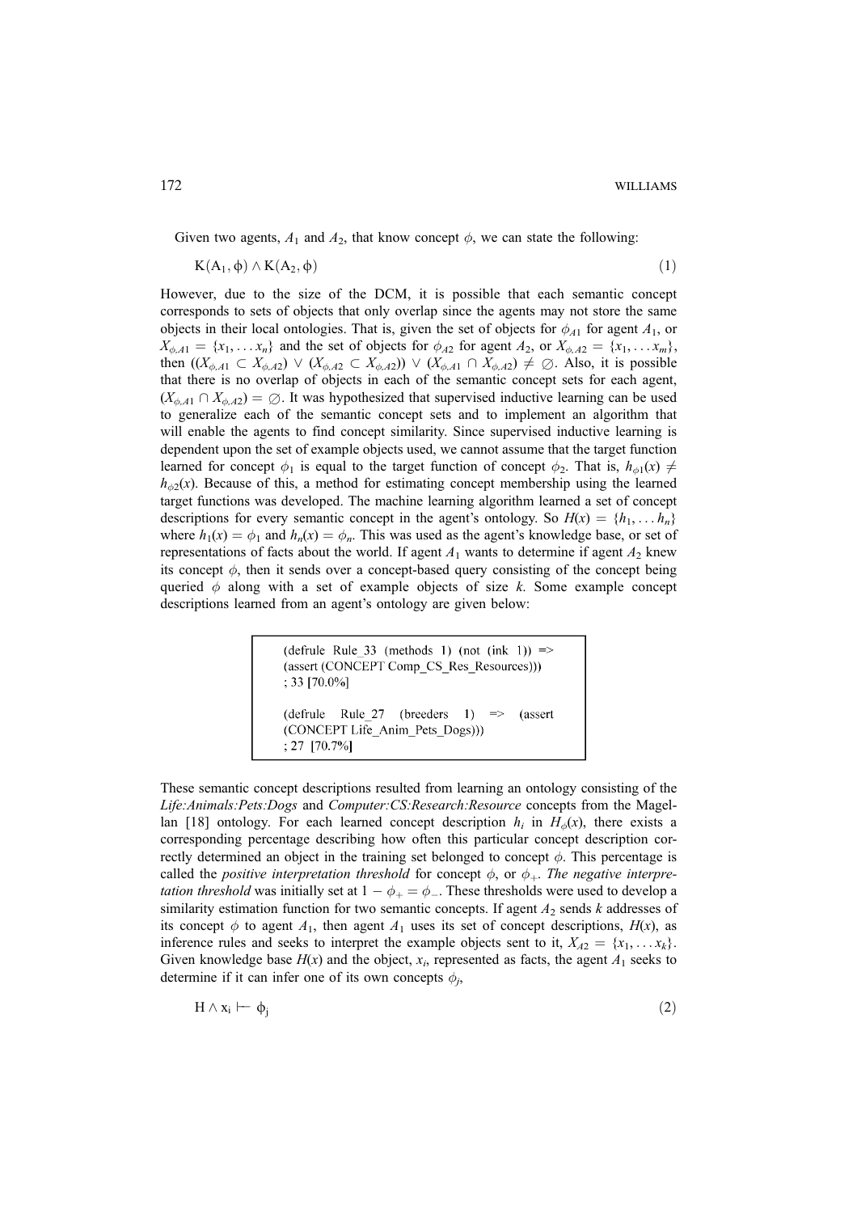Given two agents, $A_1$ and $A_2$, that know concept $\phi$, we can state the following:

$$\mathrm{K}(\mathrm{A}_1, \phi) \wedge \mathrm{K}(\mathrm{A}_2, \phi) \tag{1}$$

However, due to the size of the DCM, it is possible that each semantic concept corresponds to sets of objects that only overlap since the agents may not store the same objects in their local ontologies. That is, given the set of objects for $\phi_{A1}$ for agent $A_1$, or $X_{\phi,A1} = \{x_1, \ldots x_n\}$ and the set of objects for $\phi_{A2}$ for agent $A_2$, or $X_{\phi,A2} = \{x_1, \ldots x_m\}$, then $((X_{\phi,A1} \subset X_{\phi,A2}) \vee (X_{\phi,A2} \subset X_{\phi,A2})) \vee (X_{\phi,A1} \cap X_{\phi,A2}) \neq \emptyset$. Also, it is possible that there is no overlap of objects in each of the semantic concept sets for each agent, $(X_{\phi,A1} \cap X_{\phi,A2}) = \emptyset$. It was hypothesized that supervised inductive learning can be used to generalize each of the semantic concept sets and to implement an algorithm that will enable the agents to find concept similarity. Since supervised inductive learning is dependent upon the set of example objects used, we cannot assume that the target function learned for concept $\phi_1$ is equal to the target function of concept $\phi_2$. That is, $h_{\phi1}(x) \neq h_{\phi2}(x)$. Because of this, a method for estimating concept membership using the learned target functions was developed. The machine learning algorithm learned a set of concept descriptions for every semantic concept in the agent's ontology. So $H(x) = \{h_1, \ldots h_n\}$ where $h_1(x) = \phi_1$ and $h_n(x) = \phi_n$. This was used as the agent's knowledge base, or set of representations of facts about the world. If agent $A_1$ wants to determine if agent $A_2$ knew its concept $\phi$, then it sends over a concept-based query consisting of the concept being queried $\phi$ along with a set of example objects of size $k$. Some example concept descriptions learned from an agent's ontology are given below:

```
(defrule Rule_33 (methods 1) (not (ink 1)) =>
(assert (CONCEPT Comp_CS_Res_Resources)))
; 33 [70.0%]

(defrule Rule_27 (breeders 1) => (assert
(CONCEPT Life_Anim_Pets_Dogs)))
; 27 [70.7%]
```

These semantic concept descriptions resulted from learning an ontology consisting of the *Life:Animals:Pets:Dogs* and *Computer:CS:Research:Resource* concepts from the Magellan [18] ontology. For each learned concept description $h_i$ in $H_\phi(x)$, there exists a corresponding percentage describing how often this particular concept description correctly determined an object in the training set belonged to concept $\phi$. This percentage is called the *positive interpretation threshold* for concept $\phi$, or $\phi_+$. *The negative interpretation threshold* was initially set at $1 - \phi_+ = \phi_-$. These thresholds were used to develop a similarity estimation function for two semantic concepts. If agent $A_2$ sends $k$ addresses of its concept $\phi$ to agent $A_1$, then agent $A_1$ uses its set of concept descriptions, $H(x)$, as inference rules and seeks to interpret the example objects sent to it, $X_{A2} = \{x_1, \ldots x_k\}$. Given knowledge base $H(x)$ and the object, $x_i$, represented as facts, the agent $A_1$ seeks to determine if it can infer one of its own concepts $\phi_j$,

$$\mathrm{H} \wedge \mathrm{x}_i \vdash \phi_j \tag{2}$$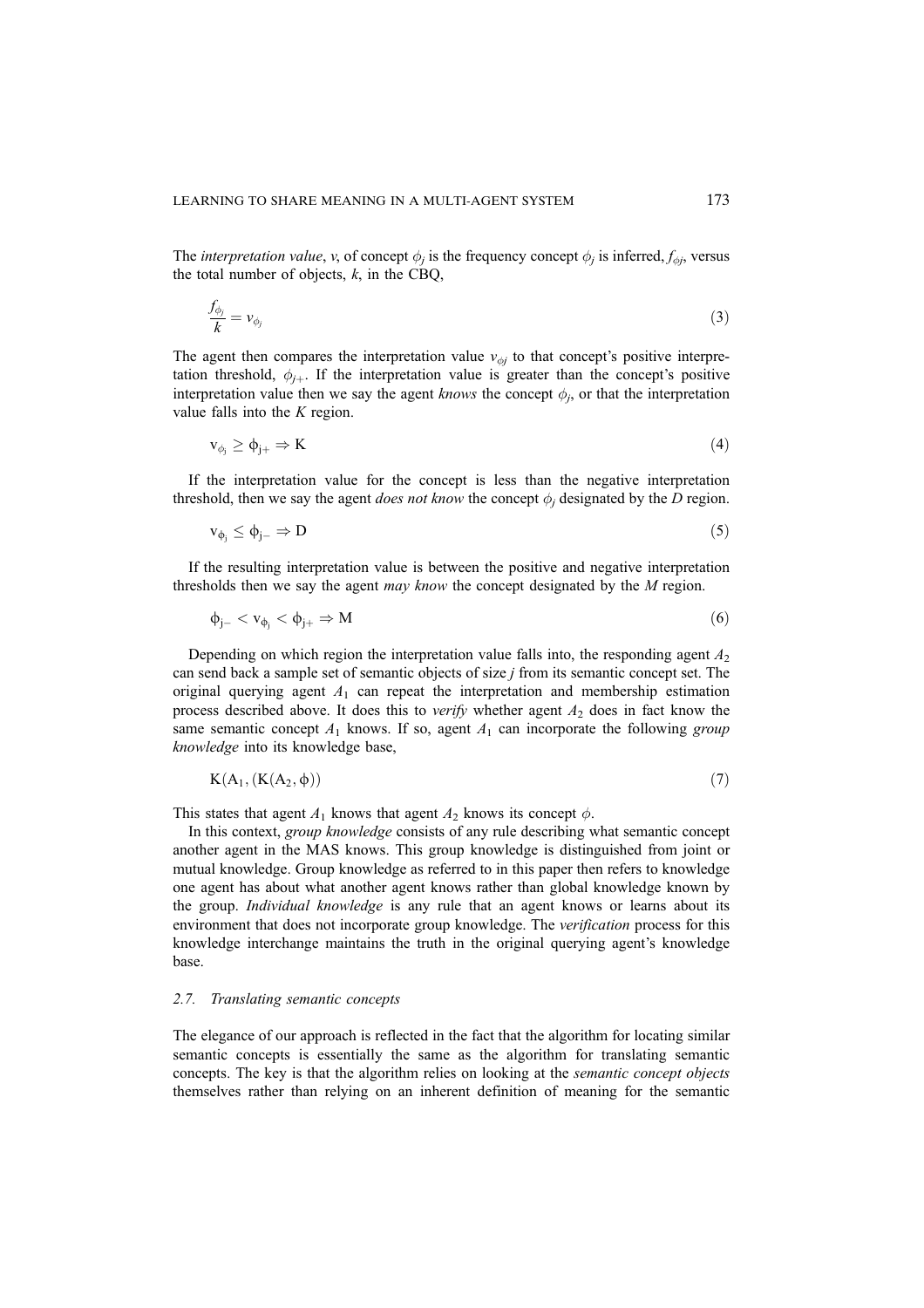The *interpretation value*, *v*, of concept $\phi_j$ is the frequency concept $\phi_j$ is inferred, $f_{\phi j}$, versus the total number of objects, *k*, in the CBQ,

$$\frac{f_{\phi_j}}{k} = v_{\phi_j} \tag{3}$$

The agent then compares the interpretation value $v_{\phi j}$ to that concept's positive interpretation threshold, $\phi_{j+}$. If the interpretation value is greater than the concept's positive interpretation value then we say the agent *knows* the concept $\phi_j$, or that the interpretation value falls into the *K* region.

$$v_{\phi_j} \geq \phi_{j+} \Rightarrow K \tag{4}$$

If the interpretation value for the concept is less than the negative interpretation threshold, then we say the agent *does not know* the concept $\phi_j$ designated by the *D* region.

$$v_{\phi_j} \leq \phi_{j-} \Rightarrow D \tag{5}$$

If the resulting interpretation value is between the positive and negative interpretation thresholds then we say the agent *may know* the concept designated by the *M* region.

$$\phi_{j-} < v_{\phi_j} < \phi_{j+} \Rightarrow M \tag{6}$$

Depending on which region the interpretation value falls into, the responding agent $A_2$ can send back a sample set of semantic objects of size *j* from its semantic concept set. The original querying agent $A_1$ can repeat the interpretation and membership estimation process described above. It does this to *verify* whether agent $A_2$ does in fact know the same semantic concept $A_1$ knows. If so, agent $A_1$ can incorporate the following *group knowledge* into its knowledge base,

$$K(A_1, (K(A_2, \phi)) \tag{7}$$

This states that agent $A_1$ knows that agent $A_2$ knows its concept $\phi$.

In this context, *group knowledge* consists of any rule describing what semantic concept another agent in the MAS knows. This group knowledge is distinguished from joint or mutual knowledge. Group knowledge as referred to in this paper then refers to knowledge one agent has about what another agent knows rather than global knowledge known by the group. *Individual knowledge* is any rule that an agent knows or learns about its environment that does not incorporate group knowledge. The *verification* process for this knowledge interchange maintains the truth in the original querying agent's knowledge base.

### *2.7. Translating semantic concepts*

The elegance of our approach is reflected in the fact that the algorithm for locating similar semantic concepts is essentially the same as the algorithm for translating semantic concepts. The key is that the algorithm relies on looking at the *semantic concept objects* themselves rather than relying on an inherent definition of meaning for the semantic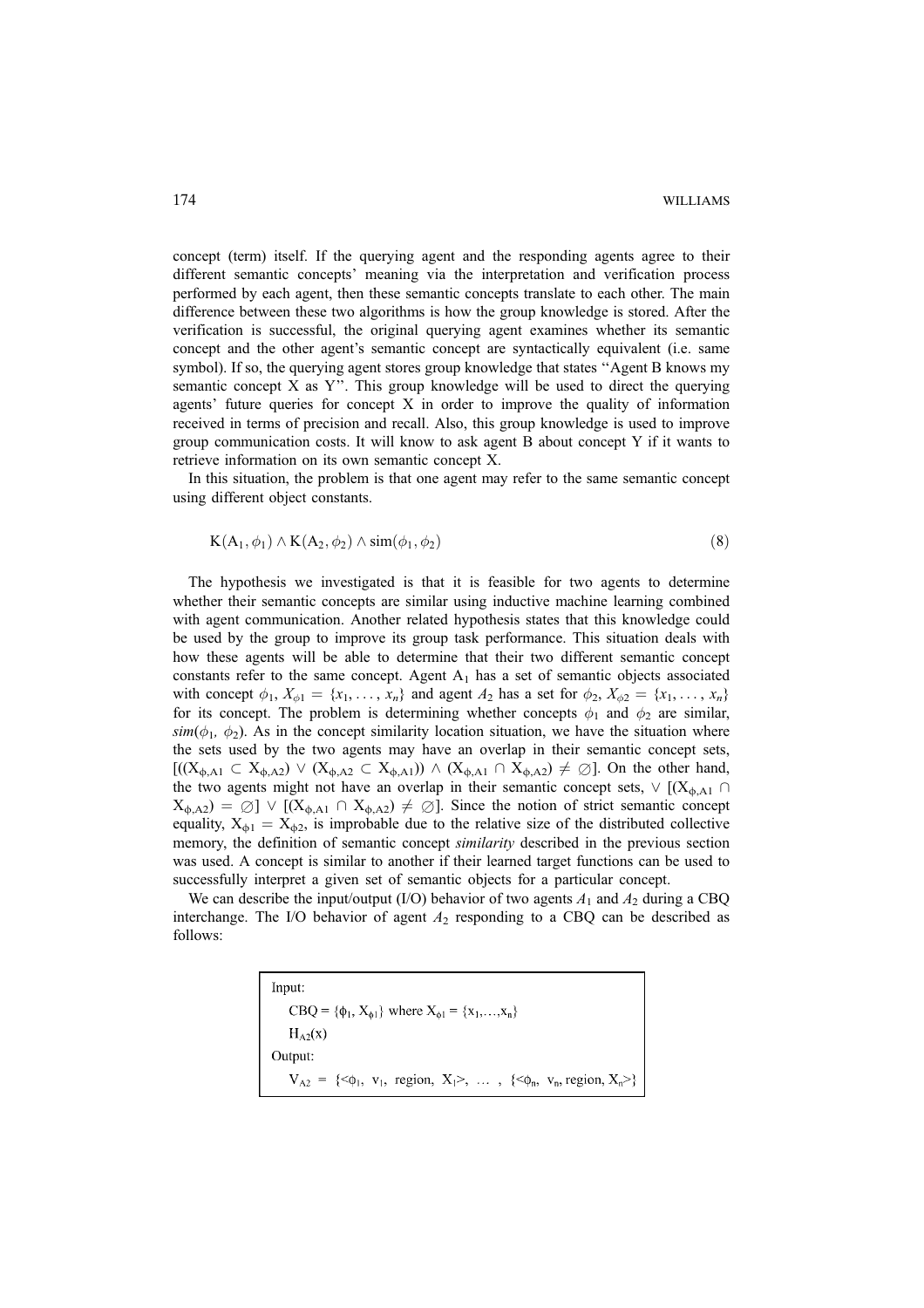concept (term) itself. If the querying agent and the responding agents agree to their different semantic concepts' meaning via the interpretation and verification process performed by each agent, then these semantic concepts translate to each other. The main difference between these two algorithms is how the group knowledge is stored. After the verification is successful, the original querying agent examines whether its semantic concept and the other agent's semantic concept are syntactically equivalent (i.e. same symbol). If so, the querying agent stores group knowledge that states "Agent B knows my semantic concept X as Y". This group knowledge will be used to direct the querying agents' future queries for concept X in order to improve the quality of information received in terms of precision and recall. Also, this group knowledge is used to improve group communication costs. It will know to ask agent B about concept Y if it wants to retrieve information on its own semantic concept X.

In this situation, the problem is that one agent may refer to the same semantic concept using different object constants.

$$\mathrm{K}(\mathrm{A}_1, \phi_1) \wedge \mathrm{K}(\mathrm{A}_2, \phi_2) \wedge \mathrm{sim}(\phi_1, \phi_2) \tag{8}$$

The hypothesis we investigated is that it is feasible for two agents to determine whether their semantic concepts are similar using inductive machine learning combined with agent communication. Another related hypothesis states that this knowledge could be used by the group to improve its group task performance. This situation deals with how these agents will be able to determine that their two different semantic concept constants refer to the same concept. Agent $A_1$ has a set of semantic objects associated with concept $\phi_1$, $X_{\phi 1} = \{x_1, \ldots, x_n\}$ and agent $A_2$ has a set for $\phi_2$, $X_{\phi 2} = \{x_1, \ldots, x_n\}$ for its concept. The problem is determining whether concepts $\phi_1$ and $\phi_2$ are similar, $sim(\phi_1, \phi_2)$. As in the concept similarity location situation, we have the situation where the sets used by the two agents may have an overlap in their semantic concept sets, $[((X_{\phi,A1} \subset X_{\phi,A2}) \vee (X_{\phi,A2} \subset X_{\phi,A1})) \wedge (X_{\phi,A1} \cap X_{\phi,A2}) \neq \emptyset]$. On the other hand, the two agents might not have an overlap in their semantic concept sets, $\vee\ [(X_{\phi,A1} \cap X_{\phi,A2}) = \emptyset] \vee [(X_{\phi,A1} \cap X_{\phi,A2}) \neq \emptyset]$. Since the notion of strict semantic concept equality, $X_{\phi 1} = X_{\phi 2}$, is improbable due to the relative size of the distributed collective memory, the definition of semantic concept *similarity* described in the previous section was used. A concept is similar to another if their learned target functions can be used to successfully interpret a given set of semantic objects for a particular concept.

We can describe the input/output (I/O) behavior of two agents $A_1$ and $A_2$ during a CBQ interchange. The I/O behavior of agent $A_2$ responding to a CBQ can be described as follows:

```
Input:
    CBQ = {φ1, Xφ1} where Xφ1 = {x1,...,xn}
    HA2(x)
Output:
    VA2 = {<φ1, v1, region, X1>, ... , {<φn, vn, region, Xn>}
```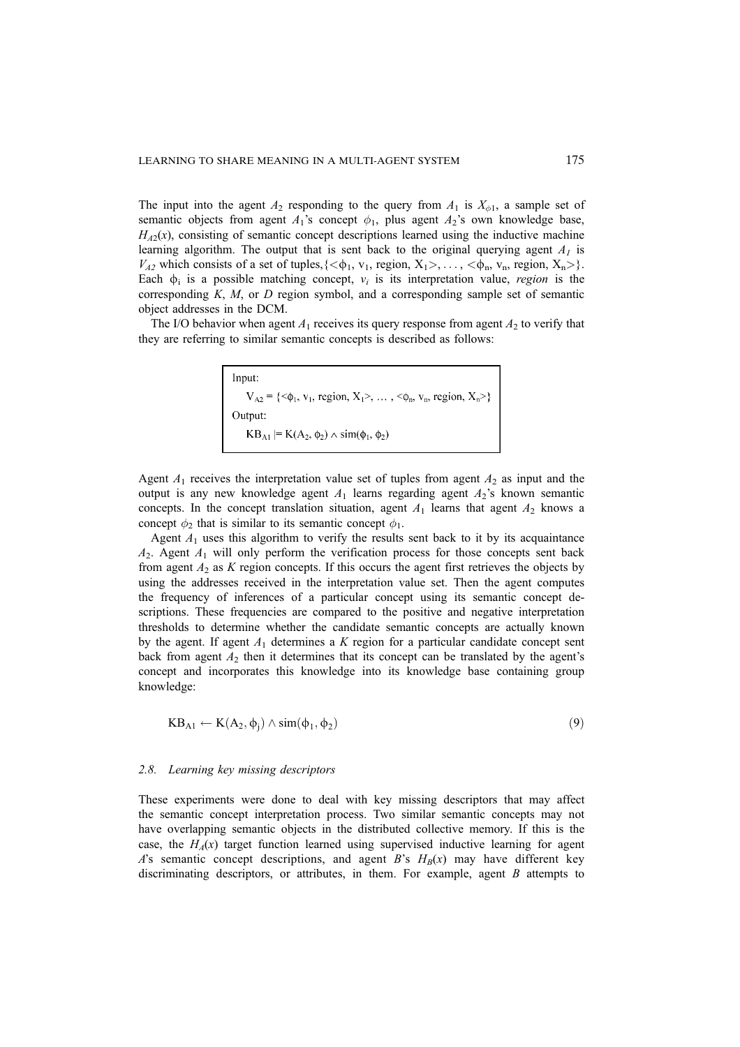The input into the agent $A_2$ responding to the query from $A_1$ is $X_{\phi 1}$, a sample set of semantic objects from agent $A_1$'s concept $\phi_1$, plus agent $A_2$'s own knowledge base, $H_{A2}(x)$, consisting of semantic concept descriptions learned using the inductive machine learning algorithm. The output that is sent back to the original querying agent $A_1$ is $V_{A2}$ which consists of a set of tuples, $\{<\phi_1, v_1, \text{region}, X_1>, \ldots, <\phi_n, v_n, \text{region}, X_n>\}$. Each $\phi_i$ is a possible matching concept, $v_i$ is its interpretation value, *region* is the corresponding *K*, *M*, or *D* region symbol, and a corresponding sample set of semantic object addresses in the DCM.

The I/O behavior when agent $A_1$ receives its query response from agent $A_2$ to verify that they are referring to similar semantic concepts is described as follows:

```
Input:
    V_A2 = {<ϕ1, v1, region, X1>, … , <ϕn, vn, region, Xn>}
Output:
    KB_A1 |= K(A2, ϕ2) ∧ sim(ϕ1, ϕ2)
```

Agent $A_1$ receives the interpretation value set of tuples from agent $A_2$ as input and the output is any new knowledge agent $A_1$ learns regarding agent $A_2$'s known semantic concepts. In the concept translation situation, agent $A_1$ learns that agent $A_2$ knows a concept $\phi_2$ that is similar to its semantic concept $\phi_1$.

Agent $A_1$ uses this algorithm to verify the results sent back to it by its acquaintance $A_2$. Agent $A_1$ will only perform the verification process for those concepts sent back from agent $A_2$ as *K* region concepts. If this occurs the agent first retrieves the objects by using the addresses received in the interpretation value set. Then the agent computes the frequency of inferences of a particular concept using its semantic concept descriptions. These frequencies are compared to the positive and negative interpretation thresholds to determine whether the candidate semantic concepts are actually known by the agent. If agent $A_1$ determines a *K* region for a particular candidate concept sent back from agent $A_2$ then it determines that its concept can be translated by the agent's concept and incorporates this knowledge into its knowledge base containing group knowledge:

$$\text{KB}_{\text{A1}} \leftarrow \text{K}(\text{A}_2, \phi_j) \wedge \text{sim}(\phi_1, \phi_2) \tag{9}$$

### *2.8. Learning key missing descriptors*

These experiments were done to deal with key missing descriptors that may affect the semantic concept interpretation process. Two similar semantic concepts may not have overlapping semantic objects in the distributed collective memory. If this is the case, the $H_A(x)$ target function learned using supervised inductive learning for agent *A*'s semantic concept descriptions, and agent *B*'s $H_B(x)$ may have different key discriminating descriptors, or attributes, in them. For example, agent *B* attempts to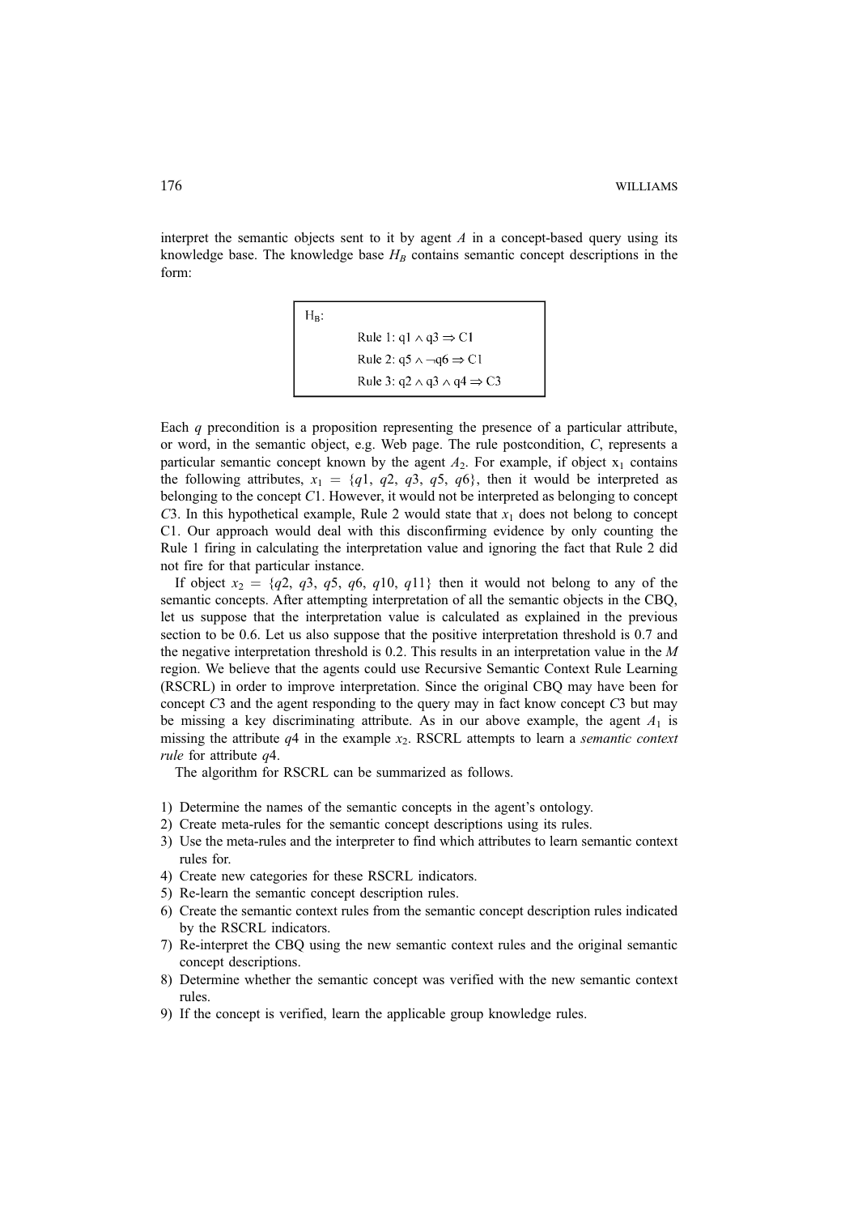interpret the semantic objects sent to it by agent $A$ in a concept-based query using its knowledge base. The knowledge base $H_B$ contains semantic concept descriptions in the form:

```
H_B:
    Rule 1: q1 ∧ q3 ⇒ C1
    Rule 2: q5 ∧ ¬q6 ⇒ C1
    Rule 3: q2 ∧ q3 ∧ q4 ⇒ C3
```

Each $q$ precondition is a proposition representing the presence of a particular attribute, or word, in the semantic object, e.g. Web page. The rule postcondition, $C$, represents a particular semantic concept known by the agent $A_2$. For example, if object $x_1$ contains the following attributes, $x_1 = \{q1, q2, q3, q5, q6\}$, then it would be interpreted as belonging to the concept $C1$. However, it would not be interpreted as belonging to concept $C3$. In this hypothetical example, Rule 2 would state that $x_1$ does not belong to concept C1. Our approach would deal with this disconfirming evidence by only counting the Rule 1 firing in calculating the interpretation value and ignoring the fact that Rule 2 did not fire for that particular instance.

If object $x_2 = \{q2, q3, q5, q6, q10, q11\}$ then it would not belong to any of the semantic concepts. After attempting interpretation of all the semantic objects in the CBQ, let us suppose that the interpretation value is calculated as explained in the previous section to be 0.6. Let us also suppose that the positive interpretation threshold is 0.7 and the negative interpretation threshold is 0.2. This results in an interpretation value in the $M$ region. We believe that the agents could use Recursive Semantic Context Rule Learning (RSCRL) in order to improve interpretation. Since the original CBQ may have been for concept $C3$ and the agent responding to the query may in fact know concept $C3$ but may be missing a key discriminating attribute. As in our above example, the agent $A_1$ is missing the attribute $q4$ in the example $x_2$. RSCRL attempts to learn a *semantic context rule* for attribute $q4$.

The algorithm for RSCRL can be summarized as follows.

1) Determine the names of the semantic concepts in the agent's ontology.
2) Create meta-rules for the semantic concept descriptions using its rules.
3) Use the meta-rules and the interpreter to find which attributes to learn semantic context rules for.
4) Create new categories for these RSCRL indicators.
5) Re-learn the semantic concept description rules.
6) Create the semantic context rules from the semantic concept description rules indicated by the RSCRL indicators.
7) Re-interpret the CBQ using the new semantic context rules and the original semantic concept descriptions.
8) Determine whether the semantic concept was verified with the new semantic context rules.
9) If the concept is verified, learn the applicable group knowledge rules.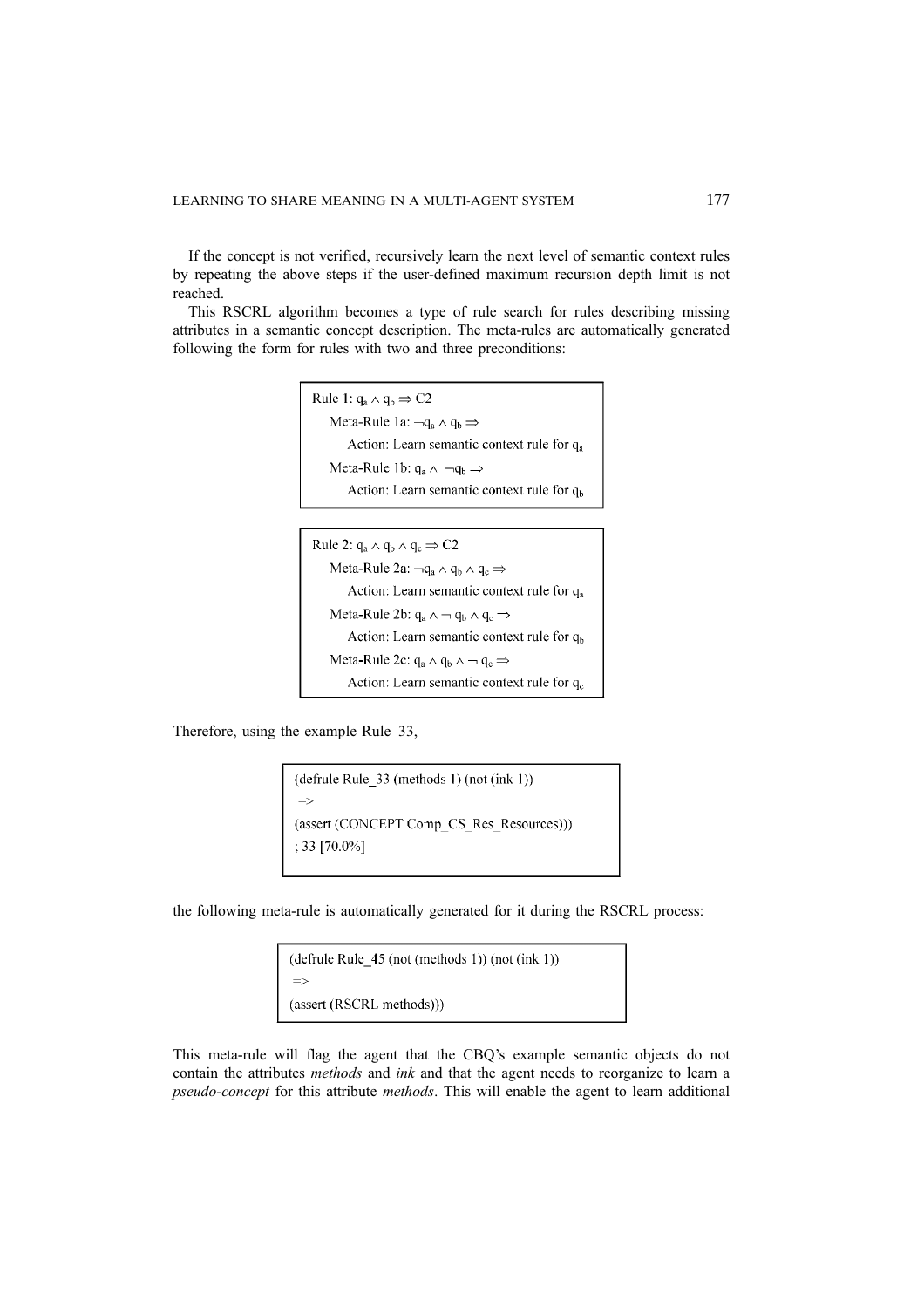If the concept is not verified, recursively learn the next level of semantic context rules by repeating the above steps if the user-defined maximum recursion depth limit is not reached.

This RSCRL algorithm becomes a type of rule search for rules describing missing attributes in a semantic concept description. The meta-rules are automatically generated following the form for rules with two and three preconditions:

Rule 1: $q_a \wedge q_b \Rightarrow C2$

  Meta-Rule 1a: $\neg q_a \wedge q_b \Rightarrow$

    Action: Learn semantic context rule for $q_a$

  Meta-Rule 1b: $q_a \wedge \neg q_b \Rightarrow$

    Action: Learn semantic context rule for $q_b$

Rule 2: $q_a \wedge q_b \wedge q_c \Rightarrow C2$

  Meta-Rule 2a: $\neg q_a \wedge q_b \wedge q_c \Rightarrow$

    Action: Learn semantic context rule for $q_a$

  Meta-Rule 2b: $q_a \wedge \neg q_b \wedge q_c \Rightarrow$

    Action: Learn semantic context rule for $q_b$

  Meta-Rule 2c: $q_a \wedge q_b \wedge \neg q_c \Rightarrow$

    Action: Learn semantic context rule for $q_c$

Therefore, using the example Rule_33,

```
(defrule Rule_33 (methods 1) (not (ink 1))
 =>
(assert (CONCEPT Comp_CS_Res_Resources)))
; 33 [70.0%]
```

the following meta-rule is automatically generated for it during the RSCRL process:

```
(defrule Rule_45 (not (methods 1)) (not (ink 1))
 =>
(assert (RSCRL methods)))
```

This meta-rule will flag the agent that the CBQ's example semantic objects do not contain the attributes *methods* and *ink* and that the agent needs to reorganize to learn a *pseudo-concept* for this attribute *methods*. This will enable the agent to learn additional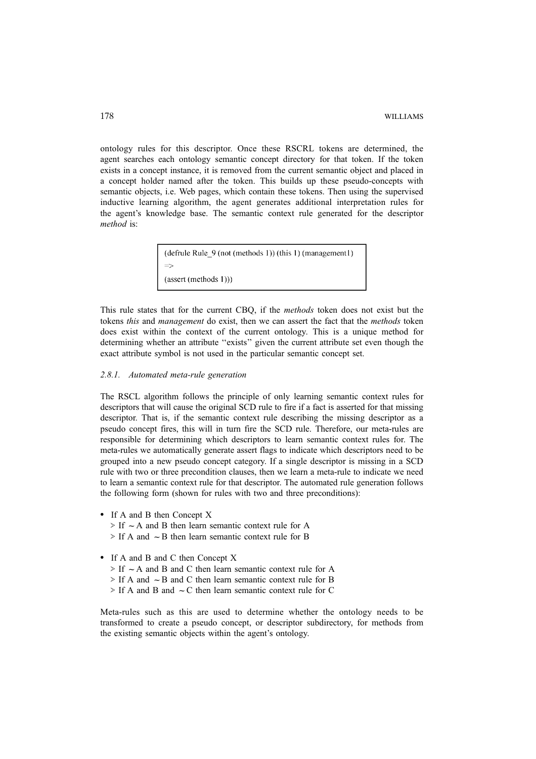ontology rules for this descriptor. Once these RSCRL tokens are determined, the agent searches each ontology semantic concept directory for that token. If the token exists in a concept instance, it is removed from the current semantic object and placed in a concept holder named after the token. This builds up these pseudo-concepts with semantic objects, i.e. Web pages, which contain these tokens. Then using the supervised inductive learning algorithm, the agent generates additional interpretation rules for the agent's knowledge base. The semantic context rule generated for the descriptor *method* is:

```
(defrule Rule_9 (not (methods 1)) (this 1) (management1)
=>
(assert (methods 1)))
```

This rule states that for the current CBQ, if the *methods* token does not exist but the tokens *this* and *management* do exist, then we can assert the fact that the *methods* token does exist within the context of the current ontology. This is a unique method for determining whether an attribute ''exists'' given the current attribute set even though the exact attribute symbol is not used in the particular semantic concept set.

### *2.8.1. Automated meta-rule generation*

The RSCL algorithm follows the principle of only learning semantic context rules for descriptors that will cause the original SCD rule to fire if a fact is asserted for that missing descriptor. That is, if the semantic context rule describing the missing descriptor as a pseudo concept fires, this will in turn fire the SCD rule. Therefore, our meta-rules are responsible for determining which descriptors to learn semantic context rules for. The meta-rules we automatically generate assert flags to indicate which descriptors need to be grouped into a new pseudo concept category. If a single descriptor is missing in a SCD rule with two or three precondition clauses, then we learn a meta-rule to indicate we need to learn a semantic context rule for that descriptor. The automated rule generation follows the following form (shown for rules with two and three preconditions):

- If A and B then Concept X
  - > If ∼A and B then learn semantic context rule for A
  - > If A and ∼B then learn semantic context rule for B
- If A and B and C then Concept X
  - > If ∼A and B and C then learn semantic context rule for A
  - > If A and ∼B and C then learn semantic context rule for B
  - > If A and B and ∼C then learn semantic context rule for C

Meta-rules such as this are used to determine whether the ontology needs to be transformed to create a pseudo concept, or descriptor subdirectory, for methods from the existing semantic objects within the agent's ontology.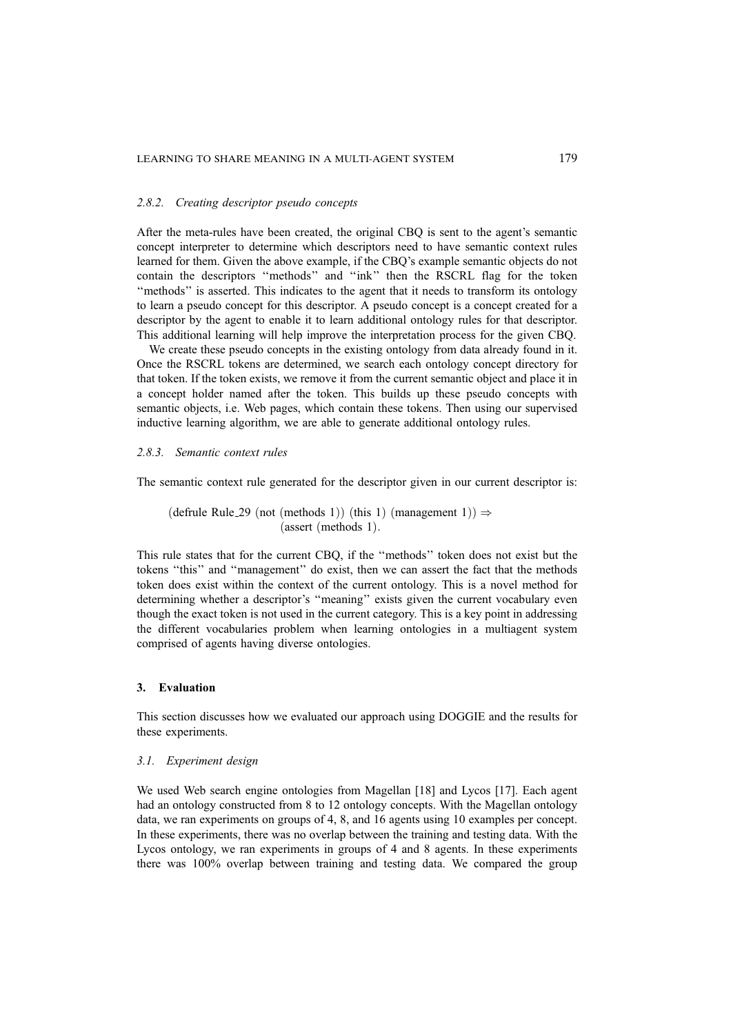### 2.8.2. *Creating descriptor pseudo concepts*

After the meta-rules have been created, the original CBQ is sent to the agent's semantic concept interpreter to determine which descriptors need to have semantic context rules learned for them. Given the above example, if the CBQ's example semantic objects do not contain the descriptors ''methods'' and ''ink'' then the RSCRL flag for the token ''methods'' is asserted. This indicates to the agent that it needs to transform its ontology to learn a pseudo concept for this descriptor. A pseudo concept is a concept created for a descriptor by the agent to enable it to learn additional ontology rules for that descriptor. This additional learning will help improve the interpretation process for the given CBQ.

We create these pseudo concepts in the existing ontology from data already found in it. Once the RSCRL tokens are determined, we search each ontology concept directory for that token. If the token exists, we remove it from the current semantic object and place it in a concept holder named after the token. This builds up these pseudo concepts with semantic objects, i.e. Web pages, which contain these tokens. Then using our supervised inductive learning algorithm, we are able to generate additional ontology rules.

### 2.8.3. *Semantic context rules*

The semantic context rule generated for the descriptor given in our current descriptor is:

```
(defrule Rule_29 (not (methods 1)) (this 1) (management 1)) ⇒
                    (assert (methods 1).
```

This rule states that for the current CBQ, if the ''methods'' token does not exist but the tokens ''this'' and ''management'' do exist, then we can assert the fact that the methods token does exist within the context of the current ontology. This is a novel method for determining whether a descriptor's ''meaning'' exists given the current vocabulary even though the exact token is not used in the current category. This is a key point in addressing the different vocabularies problem when learning ontologies in a multiagent system comprised of agents having diverse ontologies.

## 3. Evaluation

This section discusses how we evaluated our approach using DOGGIE and the results for these experiments.

### 3.1. *Experiment design*

We used Web search engine ontologies from Magellan [18] and Lycos [17]. Each agent had an ontology constructed from 8 to 12 ontology concepts. With the Magellan ontology data, we ran experiments on groups of 4, 8, and 16 agents using 10 examples per concept. In these experiments, there was no overlap between the training and testing data. With the Lycos ontology, we ran experiments in groups of 4 and 8 agents. In these experiments there was 100% overlap between training and testing data. We compared the group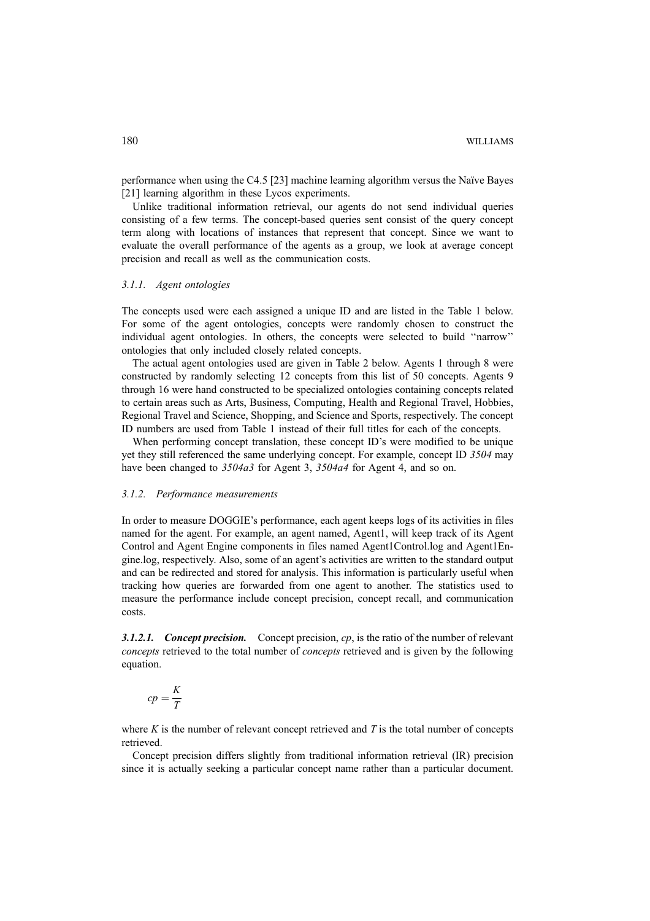performance when using the C4.5 [23] machine learning algorithm versus the Naïve Bayes [21] learning algorithm in these Lycos experiments.

Unlike traditional information retrieval, our agents do not send individual queries consisting of a few terms. The concept-based queries sent consist of the query concept term along with locations of instances that represent that concept. Since we want to evaluate the overall performance of the agents as a group, we look at average concept precision and recall as well as the communication costs.

### 3.1.1. Agent ontologies

The concepts used were each assigned a unique ID and are listed in the Table 1 below. For some of the agent ontologies, concepts were randomly chosen to construct the individual agent ontologies. In others, the concepts were selected to build "narrow" ontologies that only included closely related concepts.

The actual agent ontologies used are given in Table 2 below. Agents 1 through 8 were constructed by randomly selecting 12 concepts from this list of 50 concepts. Agents 9 through 16 were hand constructed to be specialized ontologies containing concepts related to certain areas such as Arts, Business, Computing, Health and Regional Travel, Hobbies, Regional Travel and Science, Shopping, and Science and Sports, respectively. The concept ID numbers are used from Table 1 instead of their full titles for each of the concepts.

When performing concept translation, these concept ID's were modified to be unique yet they still referenced the same underlying concept. For example, concept ID *3504* may have been changed to *3504a3* for Agent 3, *3504a4* for Agent 4, and so on.

### 3.1.2. Performance measurements

In order to measure DOGGIE's performance, each agent keeps logs of its activities in files named for the agent. For example, an agent named, Agent1, will keep track of its Agent Control and Agent Engine components in files named Agent1Control.log and Agent1Engine.log, respectively. Also, some of an agent's activities are written to the standard output and can be redirected and stored for analysis. This information is particularly useful when tracking how queries are forwarded from one agent to another. The statistics used to measure the performance include concept precision, concept recall, and communication costs.

**3.1.2.1. *Concept precision.*** Concept precision, $cp$, is the ratio of the number of relevant *concepts* retrieved to the total number of *concepts* retrieved and is given by the following equation.

$$cp = \frac{K}{T}$$

where $K$ is the number of relevant concept retrieved and $T$ is the total number of concepts retrieved.

Concept precision differs slightly from traditional information retrieval (IR) precision since it is actually seeking a particular concept name rather than a particular document.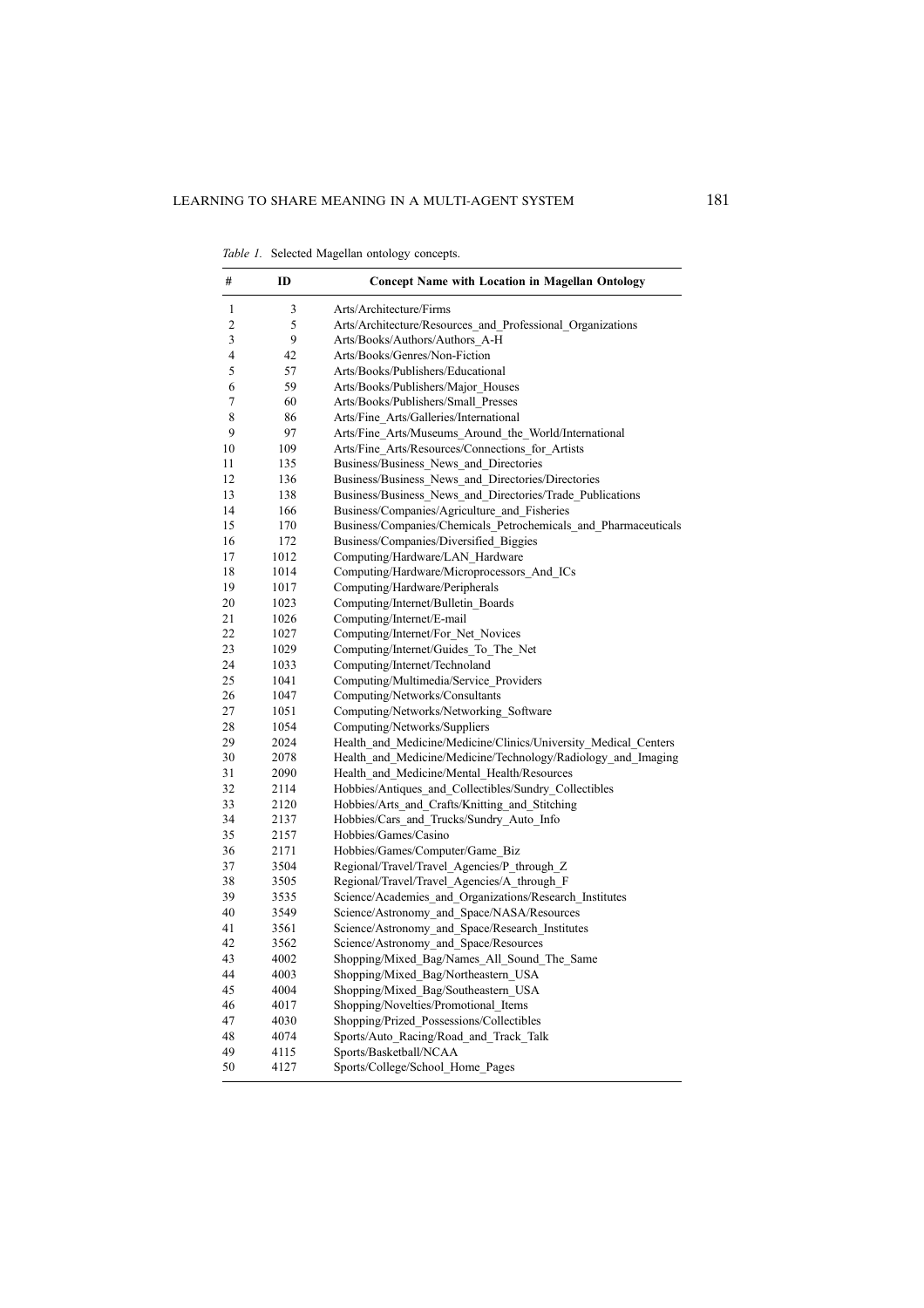*Table 1.* Selected Magellan ontology concepts.

| # | ID | Concept Name with Location in Magellan Ontology |
|---|---|---|
| 1 | 3 | Arts/Architecture/Firms |
| 2 | 5 | Arts/Architecture/Resources_and_Professional_Organizations |
| 3 | 9 | Arts/Books/Authors/Authors_A-H |
| 4 | 42 | Arts/Books/Genres/Non-Fiction |
| 5 | 57 | Arts/Books/Publishers/Educational |
| 6 | 59 | Arts/Books/Publishers/Major_Houses |
| 7 | 60 | Arts/Books/Publishers/Small_Presses |
| 8 | 86 | Arts/Fine_Arts/Galleries/International |
| 9 | 97 | Arts/Fine_Arts/Museums_Around_the_World/International |
| 10 | 109 | Arts/Fine_Arts/Resources/Connections_for_Artists |
| 11 | 135 | Business/Business_News_and_Directories |
| 12 | 136 | Business/Business_News_and_Directories/Directories |
| 13 | 138 | Business/Business_News_and_Directories/Trade_Publications |
| 14 | 166 | Business/Companies/Agriculture_and_Fisheries |
| 15 | 170 | Business/Companies/Chemicals_Petrochemicals_and_Pharmaceuticals |
| 16 | 172 | Business/Companies/Diversified_Biggies |
| 17 | 1012 | Computing/Hardware/LAN_Hardware |
| 18 | 1014 | Computing/Hardware/Microprocessors_And_ICs |
| 19 | 1017 | Computing/Hardware/Peripherals |
| 20 | 1023 | Computing/Internet/Bulletin_Boards |
| 21 | 1026 | Computing/Internet/E-mail |
| 22 | 1027 | Computing/Internet/For_Net_Novices |
| 23 | 1029 | Computing/Internet/Guides_To_The_Net |
| 24 | 1033 | Computing/Internet/Technoland |
| 25 | 1041 | Computing/Multimedia/Service_Providers |
| 26 | 1047 | Computing/Networks/Consultants |
| 27 | 1051 | Computing/Networks/Networking_Software |
| 28 | 1054 | Computing/Networks/Suppliers |
| 29 | 2024 | Health_and_Medicine/Medicine/Clinics/University_Medical_Centers |
| 30 | 2078 | Health_and_Medicine/Medicine/Technology/Radiology_and_Imaging |
| 31 | 2090 | Health_and_Medicine/Mental_Health/Resources |
| 32 | 2114 | Hobbies/Antiques_and_Collectibles/Sundry_Collectibles |
| 33 | 2120 | Hobbies/Arts_and_Crafts/Knitting_and_Stitching |
| 34 | 2137 | Hobbies/Cars_and_Trucks/Sundry_Auto_Info |
| 35 | 2157 | Hobbies/Games/Casino |
| 36 | 2171 | Hobbies/Games/Computer/Game_Biz |
| 37 | 3504 | Regional/Travel/Travel_Agencies/P_through_Z |
| 38 | 3505 | Regional/Travel/Travel_Agencies/A_through_F |
| 39 | 3535 | Science/Academies_and_Organizations/Research_Institutes |
| 40 | 3549 | Science/Astronomy_and_Space/NASA/Resources |
| 41 | 3561 | Science/Astronomy_and_Space/Research_Institutes |
| 42 | 3562 | Science/Astronomy_and_Space/Resources |
| 43 | 4002 | Shopping/Mixed_Bag/Names_All_Sound_The_Same |
| 44 | 4003 | Shopping/Mixed_Bag/Northeastern_USA |
| 45 | 4004 | Shopping/Mixed_Bag/Southeastern_USA |
| 46 | 4017 | Shopping/Novelties/Promotional_Items |
| 47 | 4030 | Shopping/Prized_Possessions/Collectibles |
| 48 | 4074 | Sports/Auto_Racing/Road_and_Track_Talk |
| 49 | 4115 | Sports/Basketball/NCAA |
| 50 | 4127 | Sports/College/School_Home_Pages |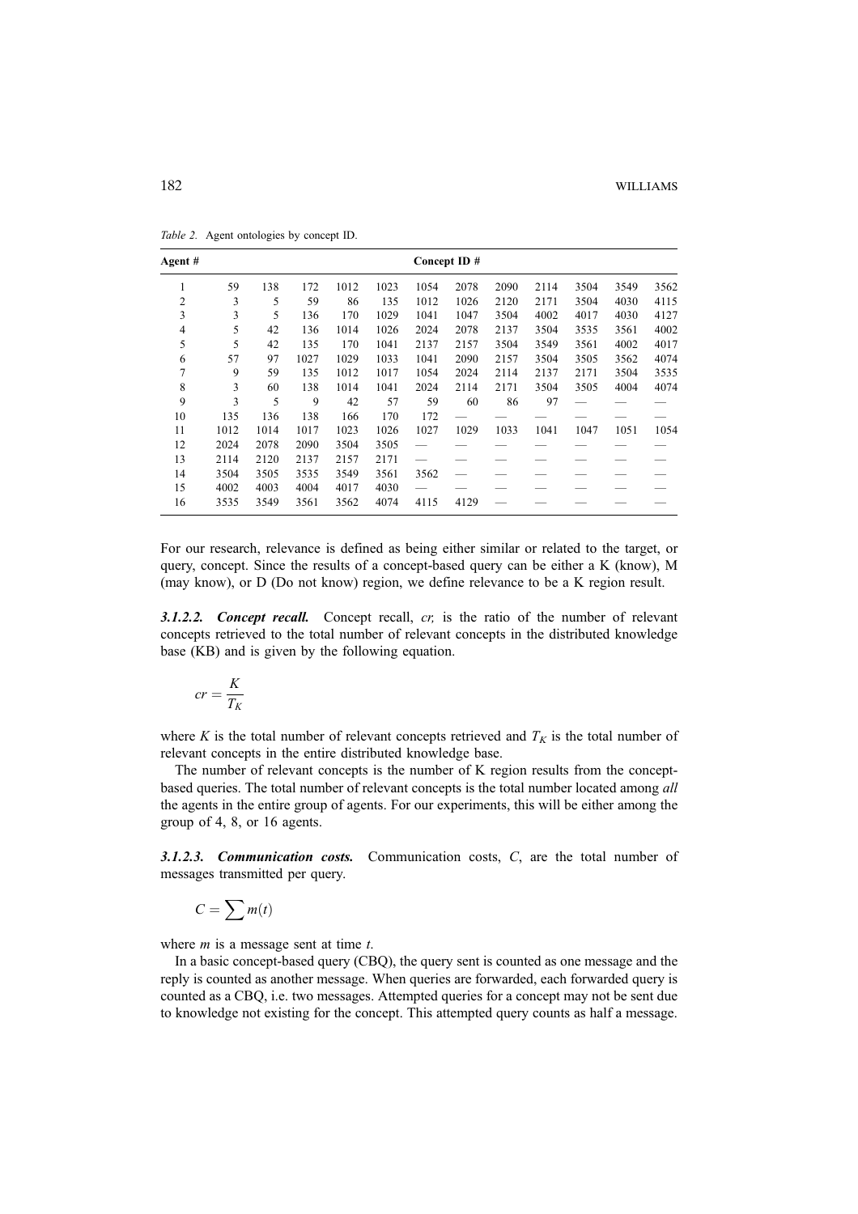*Table 2.* Agent ontologies by concept ID.

| Agent # | Concept ID # | | | | | | | | | | | |
|---|---|---|---|---|---|---|---|---|---|---|---|---|
| 1 | 59 | 138 | 172 | 1012 | 1023 | 1054 | 2078 | 2090 | 2114 | 3504 | 3549 | 3562 |
| 2 | 3 | 5 | 59 | 86 | 135 | 1012 | 1026 | 2120 | 2171 | 3504 | 4030 | 4115 |
| 3 | 3 | 5 | 136 | 170 | 1029 | 1041 | 1047 | 3504 | 4002 | 4017 | 4030 | 4127 |
| 4 | 5 | 42 | 136 | 1014 | 1026 | 2024 | 2078 | 2137 | 3504 | 3535 | 3561 | 4002 |
| 5 | 5 | 42 | 135 | 170 | 1041 | 2137 | 2157 | 3504 | 3549 | 3561 | 4002 | 4017 |
| 6 | 57 | 97 | 1027 | 1029 | 1033 | 1041 | 2090 | 2157 | 3504 | 3505 | 3562 | 4074 |
| 7 | 9 | 59 | 135 | 1012 | 1017 | 1054 | 2024 | 2114 | 2137 | 2171 | 3504 | 3535 |
| 8 | 3 | 60 | 138 | 1014 | 1041 | 2024 | 2114 | 2171 | 3504 | 3505 | 4004 | 4074 |
| 9 | 3 | 5 | 9 | 42 | 57 | 59 | 60 | 86 | 97 | — | — | — |
| 10 | 135 | 136 | 138 | 166 | 170 | 172 | — | — | — | — | — | — |
| 11 | 1012 | 1014 | 1017 | 1023 | 1026 | 1027 | 1029 | 1033 | 1041 | 1047 | 1051 | 1054 |
| 12 | 2024 | 2078 | 2090 | 3504 | 3505 | — | — | — | — | — | — | — |
| 13 | 2114 | 2120 | 2137 | 2157 | 2171 | — | — | — | — | — | — | — |
| 14 | 3504 | 3505 | 3535 | 3549 | 3561 | 3562 | — | — | — | — | — | — |
| 15 | 4002 | 4003 | 4004 | 4017 | 4030 | — | — | — | — | — | — | — |
| 16 | 3535 | 3549 | 3561 | 3562 | 4074 | 4115 | 4129 | — | — | — | — | — |

For our research, relevance is defined as being either similar or related to the target, or query, concept. Since the results of a concept-based query can be either a K (know), M (may know), or D (Do not know) region, we define relevance to be a K region result.

#### 3.1.2.2. *Concept recall.*

Concept recall, *cr,* is the ratio of the number of relevant concepts retrieved to the total number of relevant concepts in the distributed knowledge base (KB) and is given by the following equation.

$$cr = \frac{K}{T_K}$$

where $K$ is the total number of relevant concepts retrieved and $T_K$ is the total number of relevant concepts in the entire distributed knowledge base.

The number of relevant concepts is the number of K region results from the concept-based queries. The total number of relevant concepts is the total number located among *all* the agents in the entire group of agents. For our experiments, this will be either among the group of 4, 8, or 16 agents.

#### 3.1.2.3. *Communication costs.*

Communication costs, $C$, are the total number of messages transmitted per query.

$$C = \sum m(t)$$

where $m$ is a message sent at time $t$.

In a basic concept-based query (CBQ), the query sent is counted as one message and the reply is counted as another message. When queries are forwarded, each forwarded query is counted as a CBQ, i.e. two messages. Attempted queries for a concept may not be sent due to knowledge not existing for the concept. This attempted query counts as half a message.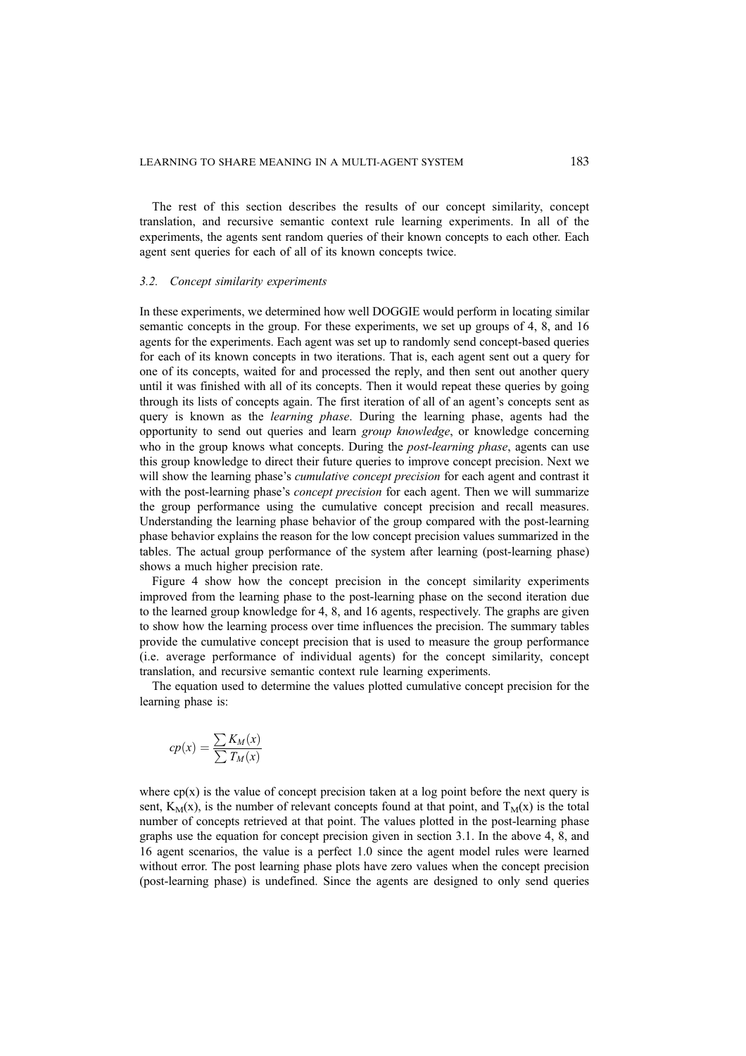The rest of this section describes the results of our concept similarity, concept translation, and recursive semantic context rule learning experiments. In all of the experiments, the agents sent random queries of their known concepts to each other. Each agent sent queries for each of all of its known concepts twice.

### *3.2. Concept similarity experiments*

In these experiments, we determined how well DOGGIE would perform in locating similar semantic concepts in the group. For these experiments, we set up groups of 4, 8, and 16 agents for the experiments. Each agent was set up to randomly send concept-based queries for each of its known concepts in two iterations. That is, each agent sent out a query for one of its concepts, waited for and processed the reply, and then sent out another query until it was finished with all of its concepts. Then it would repeat these queries by going through its lists of concepts again. The first iteration of all of an agent's concepts sent as query is known as the *learning phase*. During the learning phase, agents had the opportunity to send out queries and learn *group knowledge*, or knowledge concerning who in the group knows what concepts. During the *post-learning phase*, agents can use this group knowledge to direct their future queries to improve concept precision. Next we will show the learning phase's *cumulative concept precision* for each agent and contrast it with the post-learning phase's *concept precision* for each agent. Then we will summarize the group performance using the cumulative concept precision and recall measures. Understanding the learning phase behavior of the group compared with the post-learning phase behavior explains the reason for the low concept precision values summarized in the tables. The actual group performance of the system after learning (post-learning phase) shows a much higher precision rate.

Figure 4 show how the concept precision in the concept similarity experiments improved from the learning phase to the post-learning phase on the second iteration due to the learned group knowledge for 4, 8, and 16 agents, respectively. The graphs are given to show how the learning process over time influences the precision. The summary tables provide the cumulative concept precision that is used to measure the group performance (i.e. average performance of individual agents) for the concept similarity, concept translation, and recursive semantic context rule learning experiments.

The equation used to determine the values plotted cumulative concept precision for the learning phase is:

$$cp(x) = \frac{\sum K_M(x)}{\sum T_M(x)}$$

where cp(x) is the value of concept precision taken at a log point before the next query is sent, $K_M(x)$, is the number of relevant concepts found at that point, and $T_M(x)$ is the total number of concepts retrieved at that point. The values plotted in the post-learning phase graphs use the equation for concept precision given in section 3.1. In the above 4, 8, and 16 agent scenarios, the value is a perfect 1.0 since the agent model rules were learned without error. The post learning phase plots have zero values when the concept precision (post-learning phase) is undefined. Since the agents are designed to only send queries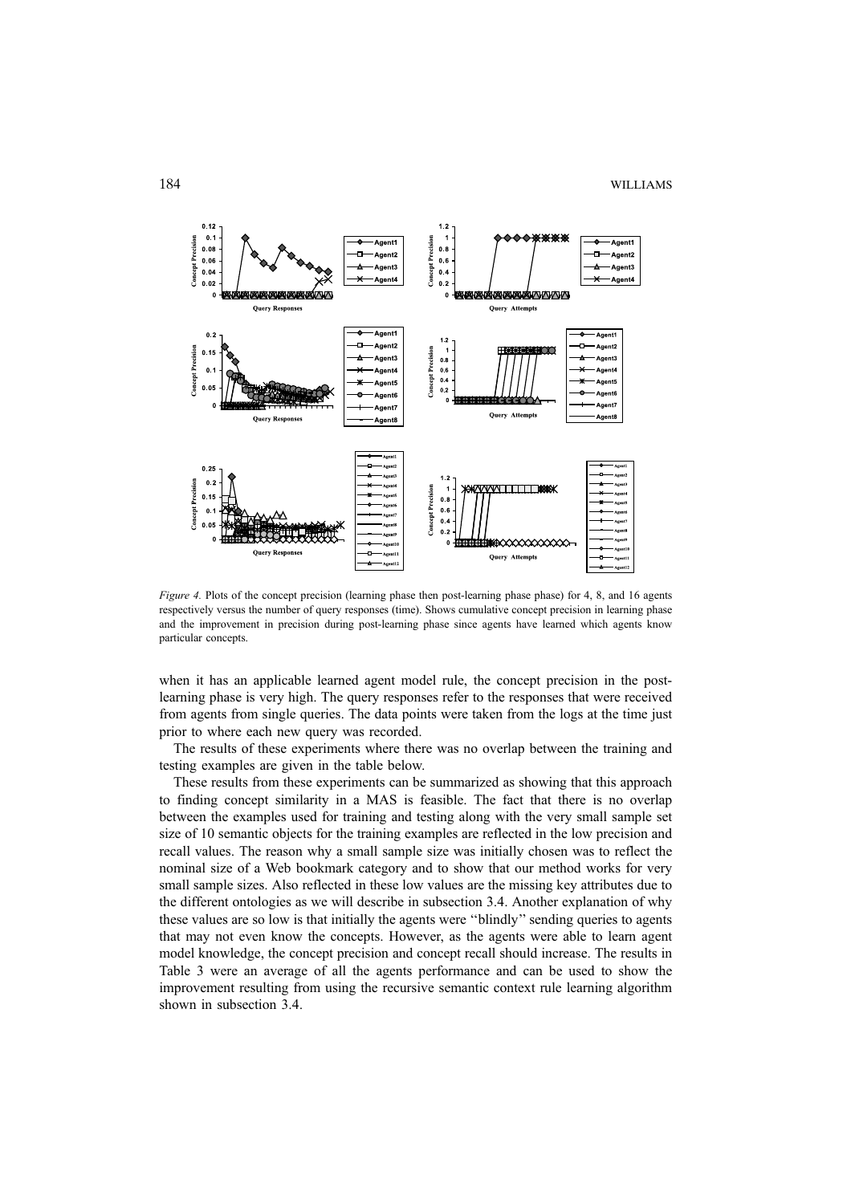*Figure 4.* Plots of the concept precision (learning phase then post-learning phase phase) for 4, 8, and 16 agents respectively versus the number of query responses (time). Shows cumulative concept precision in learning phase and the improvement in precision during post-learning phase since agents have learned which agents know particular concepts.

when it has an applicable learned agent model rule, the concept precision in the post-learning phase is very high. The query responses refer to the responses that were received from agents from single queries. The data points were taken from the logs at the time just prior to where each new query was recorded.

The results of these experiments where there was no overlap between the training and testing examples are given in the table below.

These results from these experiments can be summarized as showing that this approach to finding concept similarity in a MAS is feasible. The fact that there is no overlap between the examples used for training and testing along with the very small sample set size of 10 semantic objects for the training examples are reflected in the low precision and recall values. The reason why a small sample size was initially chosen was to reflect the nominal size of a Web bookmark category and to show that our method works for very small sample sizes. Also reflected in these low values are the missing key attributes due to the different ontologies as we will describe in subsection 3.4. Another explanation of why these values are so low is that initially the agents were ''blindly'' sending queries to agents that may not even know the concepts. However, as the agents were able to learn agent model knowledge, the concept precision and concept recall should increase. The results in Table 3 were an average of all the agents performance and can be used to show the improvement resulting from using the recursive semantic context rule learning algorithm shown in subsection 3.4.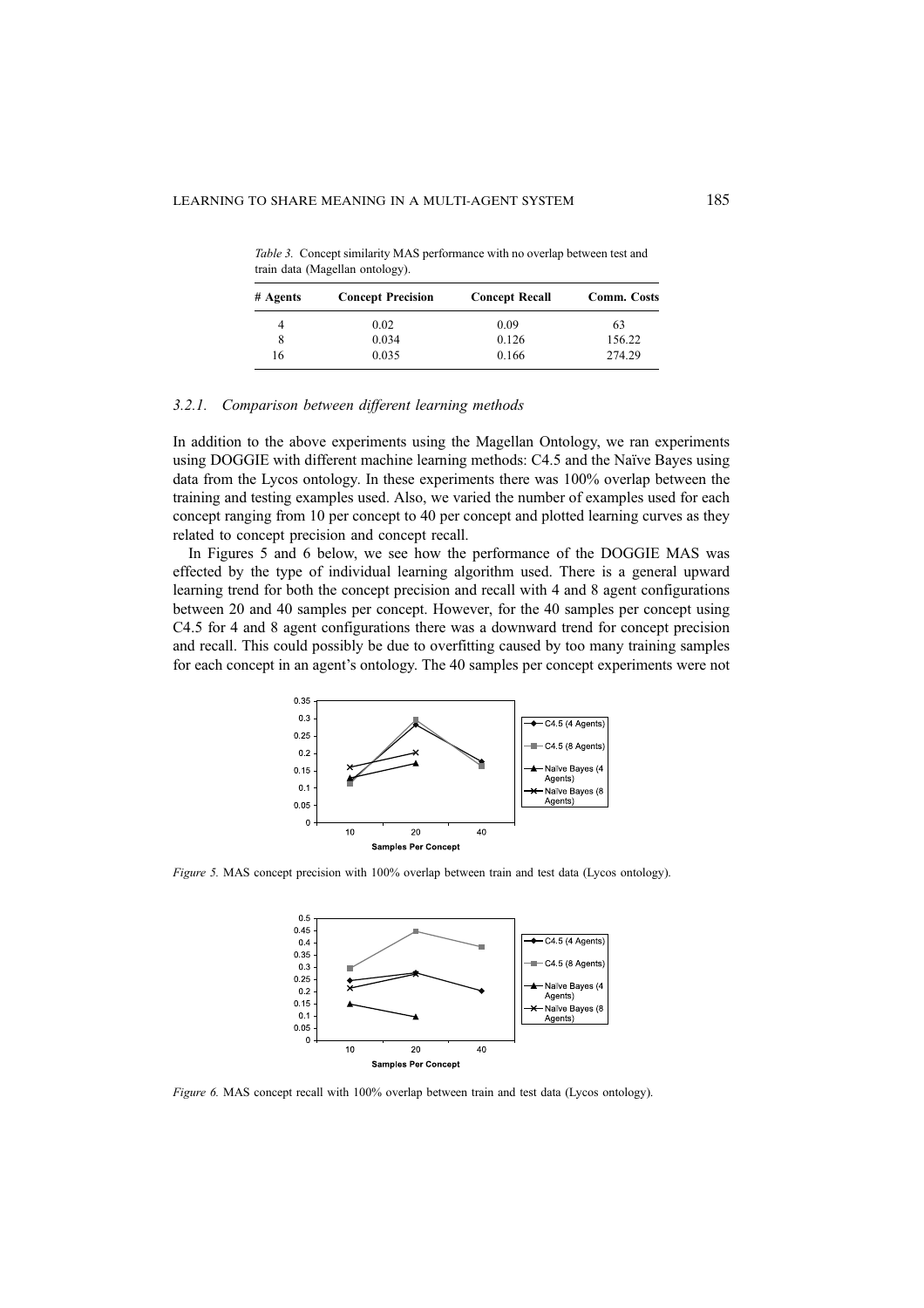*Table 3.* Concept similarity MAS performance with no overlap between test and train data (Magellan ontology).

| # Agents | Concept Precision | Concept Recall | Comm. Costs |
|---|---|---|---|
| 4 | 0.02 | 0.09 | 63 |
| 8 | 0.034 | 0.126 | 156.22 |
| 16 | 0.035 | 0.166 | 274.29 |

### 3.2.1. *Comparison between different learning methods*

In addition to the above experiments using the Magellan Ontology, we ran experiments using DOGGIE with different machine learning methods: C4.5 and the Naïve Bayes using data from the Lycos ontology. In these experiments there was 100% overlap between the training and testing examples used. Also, we varied the number of examples used for each concept ranging from 10 per concept to 40 per concept and plotted learning curves as they related to concept precision and concept recall.

In Figures 5 and 6 below, we see how the performance of the DOGGIE MAS was effected by the type of individual learning algorithm used. There is a general upward learning trend for both the concept precision and recall with 4 and 8 agent configurations between 20 and 40 samples per concept. However, for the 40 samples per concept using C4.5 for 4 and 8 agent configurations there was a downward trend for concept precision and recall. This could possibly be due to overfitting caused by too many training samples for each concept in an agent's ontology. The 40 samples per concept experiments were not

*Figure 5.* MAS concept precision with 100% overlap between train and test data (Lycos ontology).

*Figure 6.* MAS concept recall with 100% overlap between train and test data (Lycos ontology).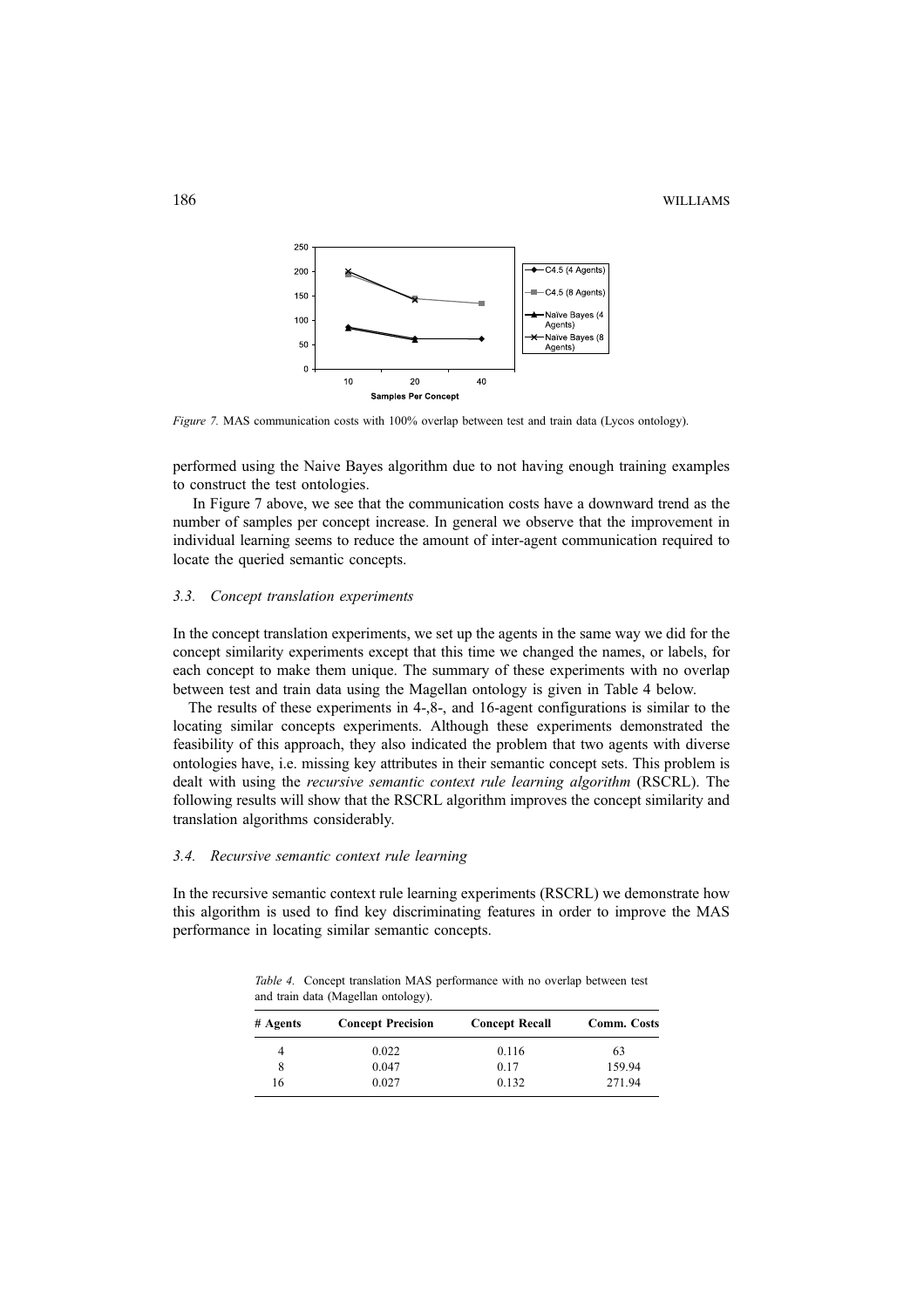*Figure 7.* MAS communication costs with 100% overlap between test and train data (Lycos ontology).

performed using the Naive Bayes algorithm due to not having enough training examples to construct the test ontologies.

In Figure 7 above, we see that the communication costs have a downward trend as the number of samples per concept increase. In general we observe that the improvement in individual learning seems to reduce the amount of inter-agent communication required to locate the queried semantic concepts.

### *3.3. Concept translation experiments*

In the concept translation experiments, we set up the agents in the same way we did for the concept similarity experiments except that this time we changed the names, or labels, for each concept to make them unique. The summary of these experiments with no overlap between test and train data using the Magellan ontology is given in Table 4 below.

The results of these experiments in 4-,8-, and 16-agent configurations is similar to the locating similar concepts experiments. Although these experiments demonstrated the feasibility of this approach, they also indicated the problem that two agents with diverse ontologies have, i.e. missing key attributes in their semantic concept sets. This problem is dealt with using the *recursive semantic context rule learning algorithm* (RSCRL). The following results will show that the RSCRL algorithm improves the concept similarity and translation algorithms considerably.

### *3.4. Recursive semantic context rule learning*

In the recursive semantic context rule learning experiments (RSCRL) we demonstrate how this algorithm is used to find key discriminating features in order to improve the MAS performance in locating similar semantic concepts.

*Table 4.* Concept translation MAS performance with no overlap between test and train data (Magellan ontology).

| # Agents | Concept Precision | Concept Recall | Comm. Costs |
|---|---|---|---|
| 4 | 0.022 | 0.116 | 63 |
| 8 | 0.047 | 0.17 | 159.94 |
| 16 | 0.027 | 0.132 | 271.94 |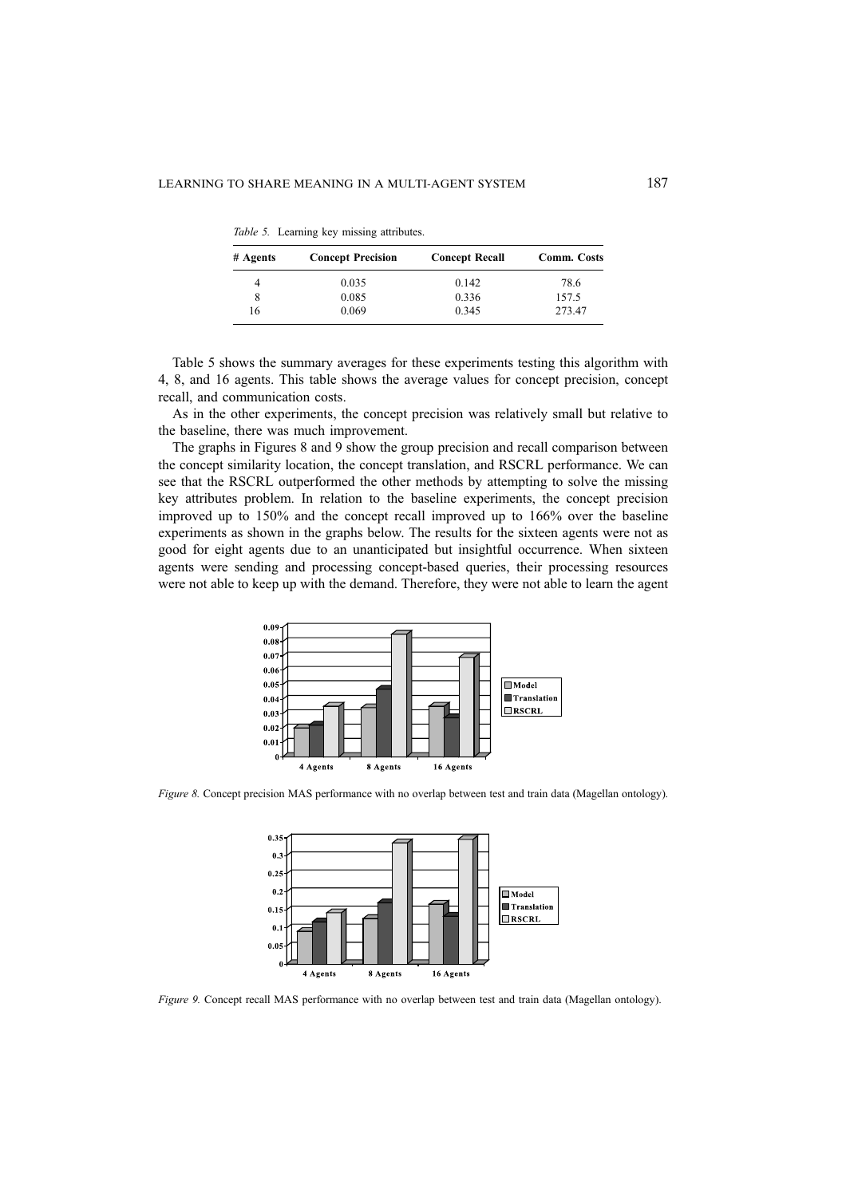*Table 5.* Learning key missing attributes.

| # Agents | Concept Precision | Concept Recall | Comm. Costs |
|---|---|---|---|
| 4 | 0.035 | 0.142 | 78.6 |
| 8 | 0.085 | 0.336 | 157.5 |
| 16 | 0.069 | 0.345 | 273.47 |

Table 5 shows the summary averages for these experiments testing this algorithm with 4, 8, and 16 agents. This table shows the average values for concept precision, concept recall, and communication costs.

As in the other experiments, the concept precision was relatively small but relative to the baseline, there was much improvement.

The graphs in Figures 8 and 9 show the group precision and recall comparison between the concept similarity location, the concept translation, and RSCRL performance. We can see that the RSCRL outperformed the other methods by attempting to solve the missing key attributes problem. In relation to the baseline experiments, the concept precision improved up to 150% and the concept recall improved up to 166% over the baseline experiments as shown in the graphs below. The results for the sixteen agents were not as good for eight agents due to an unanticipated but insightful occurrence. When sixteen agents were sending and processing concept-based queries, their processing resources were not able to keep up with the demand. Therefore, they were not able to learn the agent

*Figure 8.* Concept precision MAS performance with no overlap between test and train data (Magellan ontology).

*Figure 9.* Concept recall MAS performance with no overlap between test and train data (Magellan ontology).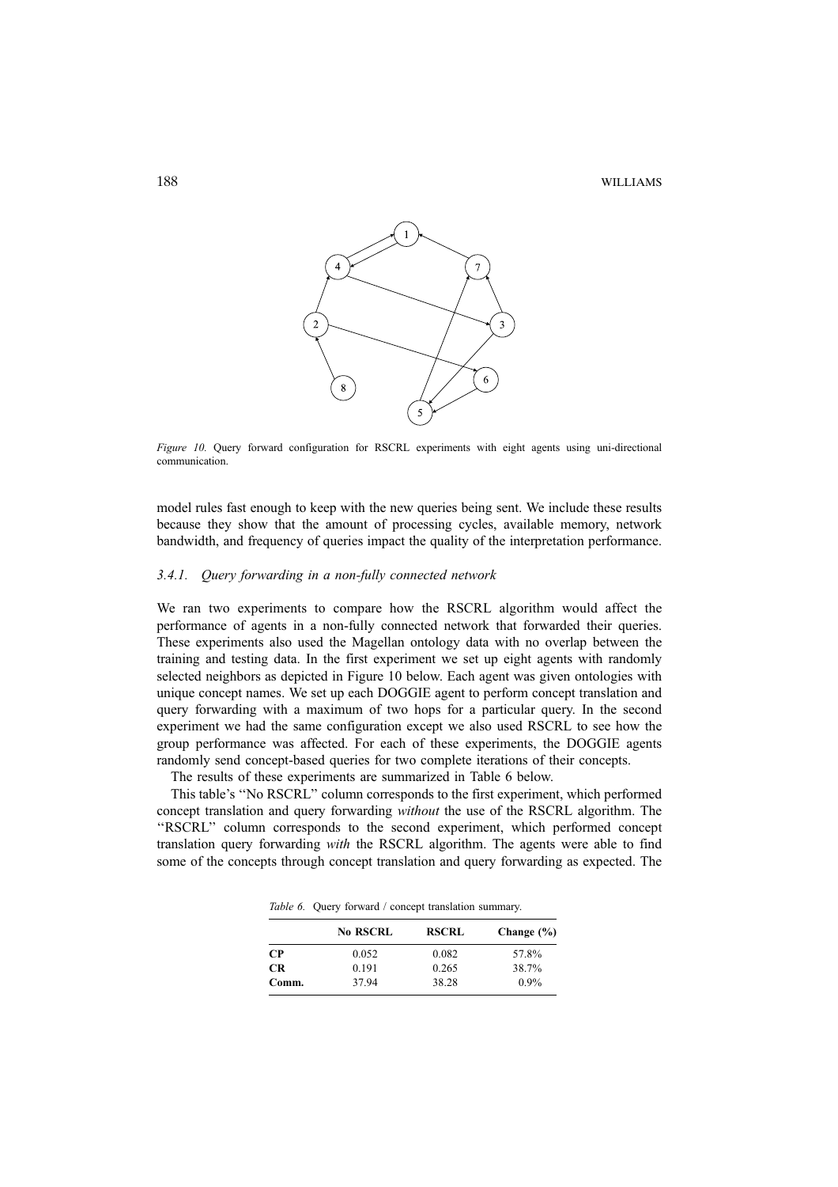*Figure 10.* Query forward configuration for RSCRL experiments with eight agents using uni-directional communication.

model rules fast enough to keep with the new queries being sent. We include these results because they show that the amount of processing cycles, available memory, network bandwidth, and frequency of queries impact the quality of the interpretation performance.

### *3.4.1. Query forwarding in a non-fully connected network*

We ran two experiments to compare how the RSCRL algorithm would affect the performance of agents in a non-fully connected network that forwarded their queries. These experiments also used the Magellan ontology data with no overlap between the training and testing data. In the first experiment we set up eight agents with randomly selected neighbors as depicted in Figure 10 below. Each agent was given ontologies with unique concept names. We set up each DOGGIE agent to perform concept translation and query forwarding with a maximum of two hops for a particular query. In the second experiment we had the same configuration except we also used RSCRL to see how the group performance was affected. For each of these experiments, the DOGGIE agents randomly send concept-based queries for two complete iterations of their concepts.

The results of these experiments are summarized in Table 6 below.

This table's ''No RSCRL'' column corresponds to the first experiment, which performed concept translation and query forwarding *without* the use of the RSCRL algorithm. The ''RSCRL'' column corresponds to the second experiment, which performed concept translation query forwarding *with* the RSCRL algorithm. The agents were able to find some of the concepts through concept translation and query forwarding as expected. The

*Table 6.* Query forward / concept translation summary.

| | **No RSCRL** | **RSCRL** | **Change (%)** |
|---|---|---|---|
| **CP** | 0.052 | 0.082 | 57.8% |
| **CR** | 0.191 | 0.265 | 38.7% |
| **Comm.** | 37.94 | 38.28 | 0.9% |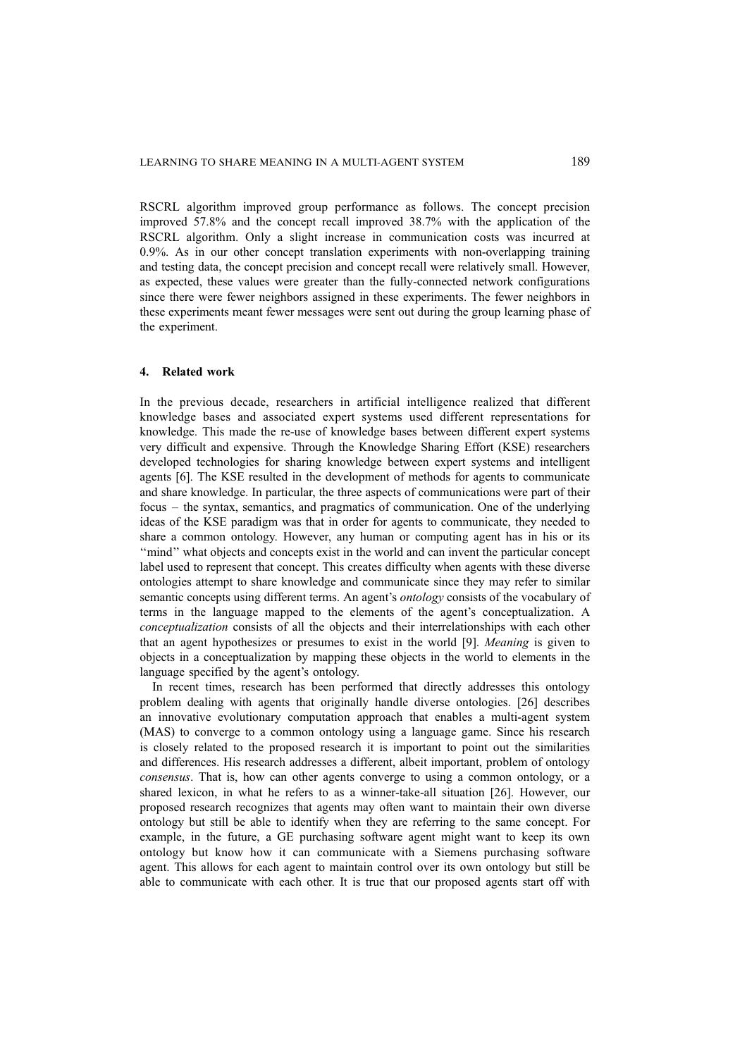RSCRL algorithm improved group performance as follows. The concept precision improved 57.8% and the concept recall improved 38.7% with the application of the RSCRL algorithm. Only a slight increase in communication costs was incurred at 0.9%. As in our other concept translation experiments with non-overlapping training and testing data, the concept precision and concept recall were relatively small. However, as expected, these values were greater than the fully-connected network configurations since there were fewer neighbors assigned in these experiments. The fewer neighbors in these experiments meant fewer messages were sent out during the group learning phase of the experiment.

## 4. Related work

In the previous decade, researchers in artificial intelligence realized that different knowledge bases and associated expert systems used different representations for knowledge. This made the re-use of knowledge bases between different expert systems very difficult and expensive. Through the Knowledge Sharing Effort (KSE) researchers developed technologies for sharing knowledge between expert systems and intelligent agents [6]. The KSE resulted in the development of methods for agents to communicate and share knowledge. In particular, the three aspects of communications were part of their focus – the syntax, semantics, and pragmatics of communication. One of the underlying ideas of the KSE paradigm was that in order for agents to communicate, they needed to share a common ontology. However, any human or computing agent has in his or its ''mind'' what objects and concepts exist in the world and can invent the particular concept label used to represent that concept. This creates difficulty when agents with these diverse ontologies attempt to share knowledge and communicate since they may refer to similar semantic concepts using different terms. An agent's *ontology* consists of the vocabulary of terms in the language mapped to the elements of the agent's conceptualization. A *conceptualization* consists of all the objects and their interrelationships with each other that an agent hypothesizes or presumes to exist in the world [9]. *Meaning* is given to objects in a conceptualization by mapping these objects in the world to elements in the language specified by the agent's ontology.

In recent times, research has been performed that directly addresses this ontology problem dealing with agents that originally handle diverse ontologies. [26] describes an innovative evolutionary computation approach that enables a multi-agent system (MAS) to converge to a common ontology using a language game. Since his research is closely related to the proposed research it is important to point out the similarities and differences. His research addresses a different, albeit important, problem of ontology *consensus*. That is, how can other agents converge to using a common ontology, or a shared lexicon, in what he refers to as a winner-take-all situation [26]. However, our proposed research recognizes that agents may often want to maintain their own diverse ontology but still be able to identify when they are referring to the same concept. For example, in the future, a GE purchasing software agent might want to keep its own ontology but know how it can communicate with a Siemens purchasing software agent. This allows for each agent to maintain control over its own ontology but still be able to communicate with each other. It is true that our proposed agents start off with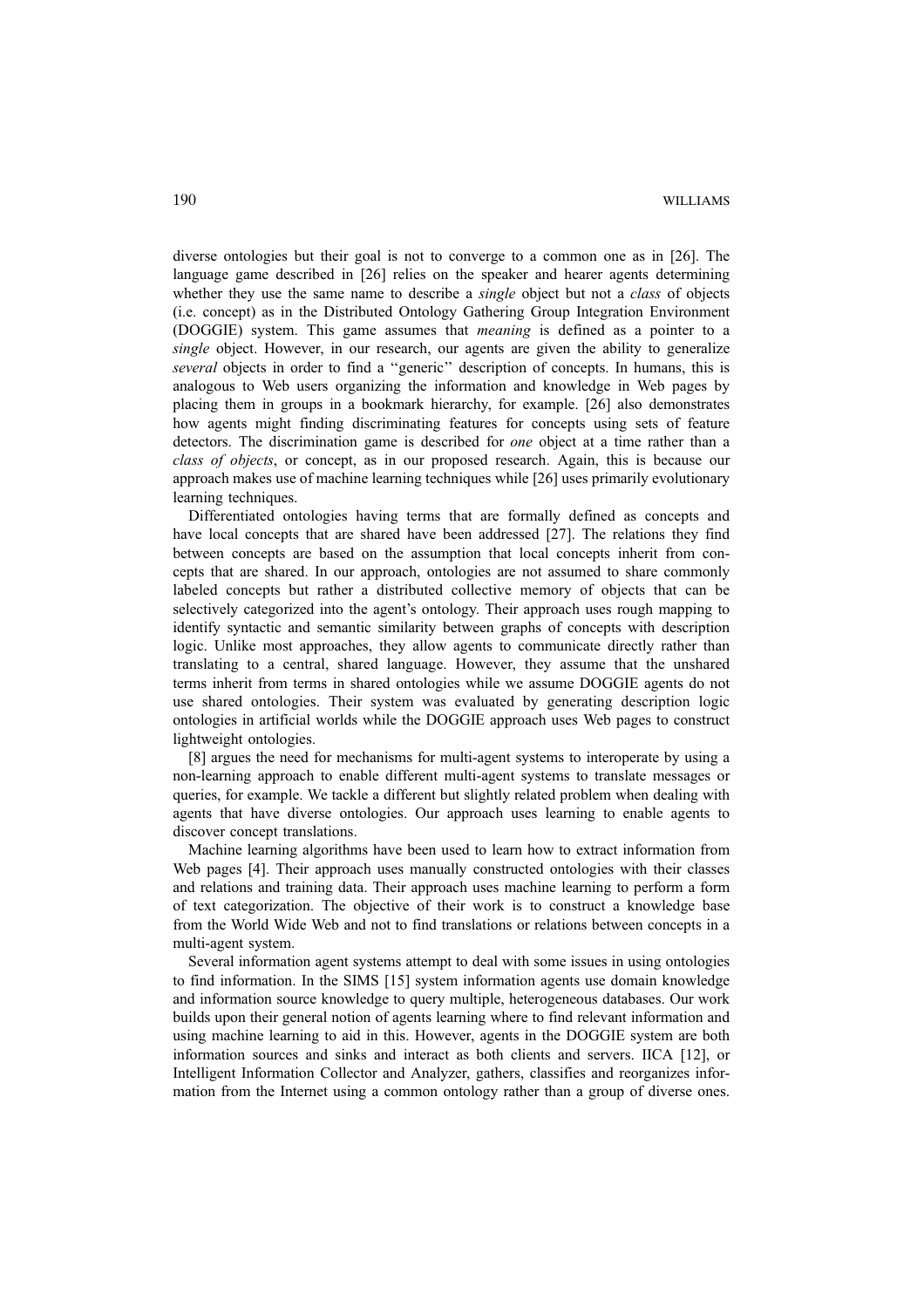diverse ontologies but their goal is not to converge to a common one as in [26]. The language game described in [26] relies on the speaker and hearer agents determining whether they use the same name to describe a *single* object but not a *class* of objects (i.e. concept) as in the Distributed Ontology Gathering Group Integration Environment (DOGGIE) system. This game assumes that *meaning* is defined as a pointer to a *single* object. However, in our research, our agents are given the ability to generalize *several* objects in order to find a ''generic'' description of concepts. In humans, this is analogous to Web users organizing the information and knowledge in Web pages by placing them in groups in a bookmark hierarchy, for example. [26] also demonstrates how agents might finding discriminating features for concepts using sets of feature detectors. The discrimination game is described for *one* object at a time rather than a *class of objects*, or concept, as in our proposed research. Again, this is because our approach makes use of machine learning techniques while [26] uses primarily evolutionary learning techniques.

Differentiated ontologies having terms that are formally defined as concepts and have local concepts that are shared have been addressed [27]. The relations they find between concepts are based on the assumption that local concepts inherit from concepts that are shared. In our approach, ontologies are not assumed to share commonly labeled concepts but rather a distributed collective memory of objects that can be selectively categorized into the agent's ontology. Their approach uses rough mapping to identify syntactic and semantic similarity between graphs of concepts with description logic. Unlike most approaches, they allow agents to communicate directly rather than translating to a central, shared language. However, they assume that the unshared terms inherit from terms in shared ontologies while we assume DOGGIE agents do not use shared ontologies. Their system was evaluated by generating description logic ontologies in artificial worlds while the DOGGIE approach uses Web pages to construct lightweight ontologies.

[8] argues the need for mechanisms for multi-agent systems to interoperate by using a non-learning approach to enable different multi-agent systems to translate messages or queries, for example. We tackle a different but slightly related problem when dealing with agents that have diverse ontologies. Our approach uses learning to enable agents to discover concept translations.

Machine learning algorithms have been used to learn how to extract information from Web pages [4]. Their approach uses manually constructed ontologies with their classes and relations and training data. Their approach uses machine learning to perform a form of text categorization. The objective of their work is to construct a knowledge base from the World Wide Web and not to find translations or relations between concepts in a multi-agent system.

Several information agent systems attempt to deal with some issues in using ontologies to find information. In the SIMS [15] system information agents use domain knowledge and information source knowledge to query multiple, heterogeneous databases. Our work builds upon their general notion of agents learning where to find relevant information and using machine learning to aid in this. However, agents in the DOGGIE system are both information sources and sinks and interact as both clients and servers. IICA [12], or Intelligent Information Collector and Analyzer, gathers, classifies and reorganizes information from the Internet using a common ontology rather than a group of diverse ones.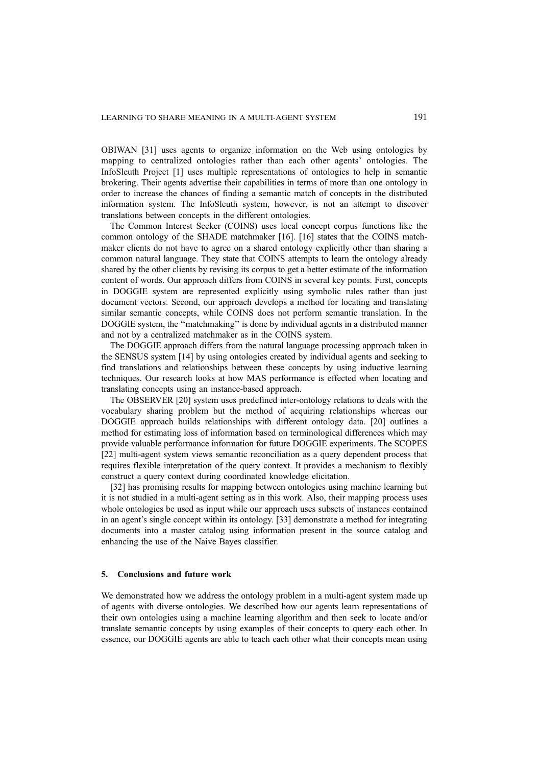OBIWAN [31] uses agents to organize information on the Web using ontologies by mapping to centralized ontologies rather than each other agents' ontologies. The InfoSleuth Project [1] uses multiple representations of ontologies to help in semantic brokering. Their agents advertise their capabilities in terms of more than one ontology in order to increase the chances of finding a semantic match of concepts in the distributed information system. The InfoSleuth system, however, is not an attempt to discover translations between concepts in the different ontologies.

The Common Interest Seeker (COINS) uses local concept corpus functions like the common ontology of the SHADE matchmaker [16]. [16] states that the COINS matchmaker clients do not have to agree on a shared ontology explicitly other than sharing a common natural language. They state that COINS attempts to learn the ontology already shared by the other clients by revising its corpus to get a better estimate of the information content of words. Our approach differs from COINS in several key points. First, concepts in DOGGIE system are represented explicitly using symbolic rules rather than just document vectors. Second, our approach develops a method for locating and translating similar semantic concepts, while COINS does not perform semantic translation. In the DOGGIE system, the "matchmaking" is done by individual agents in a distributed manner and not by a centralized matchmaker as in the COINS system.

The DOGGIE approach differs from the natural language processing approach taken in the SENSUS system [14] by using ontologies created by individual agents and seeking to find translations and relationships between these concepts by using inductive learning techniques. Our research looks at how MAS performance is effected when locating and translating concepts using an instance-based approach.

The OBSERVER [20] system uses predefined inter-ontology relations to deals with the vocabulary sharing problem but the method of acquiring relationships whereas our DOGGIE approach builds relationships with different ontology data. [20] outlines a method for estimating loss of information based on terminological differences which may provide valuable performance information for future DOGGIE experiments. The SCOPES [22] multi-agent system views semantic reconciliation as a query dependent process that requires flexible interpretation of the query context. It provides a mechanism to flexibly construct a query context during coordinated knowledge elicitation.

[32] has promising results for mapping between ontologies using machine learning but it is not studied in a multi-agent setting as in this work. Also, their mapping process uses whole ontologies be used as input while our approach uses subsets of instances contained in an agent's single concept within its ontology. [33] demonstrate a method for integrating documents into a master catalog using information present in the source catalog and enhancing the use of the Naive Bayes classifier.

## 5. Conclusions and future work

We demonstrated how we address the ontology problem in a multi-agent system made up of agents with diverse ontologies. We described how our agents learn representations of their own ontologies using a machine learning algorithm and then seek to locate and/or translate semantic concepts by using examples of their concepts to query each other. In essence, our DOGGIE agents are able to teach each other what their concepts mean using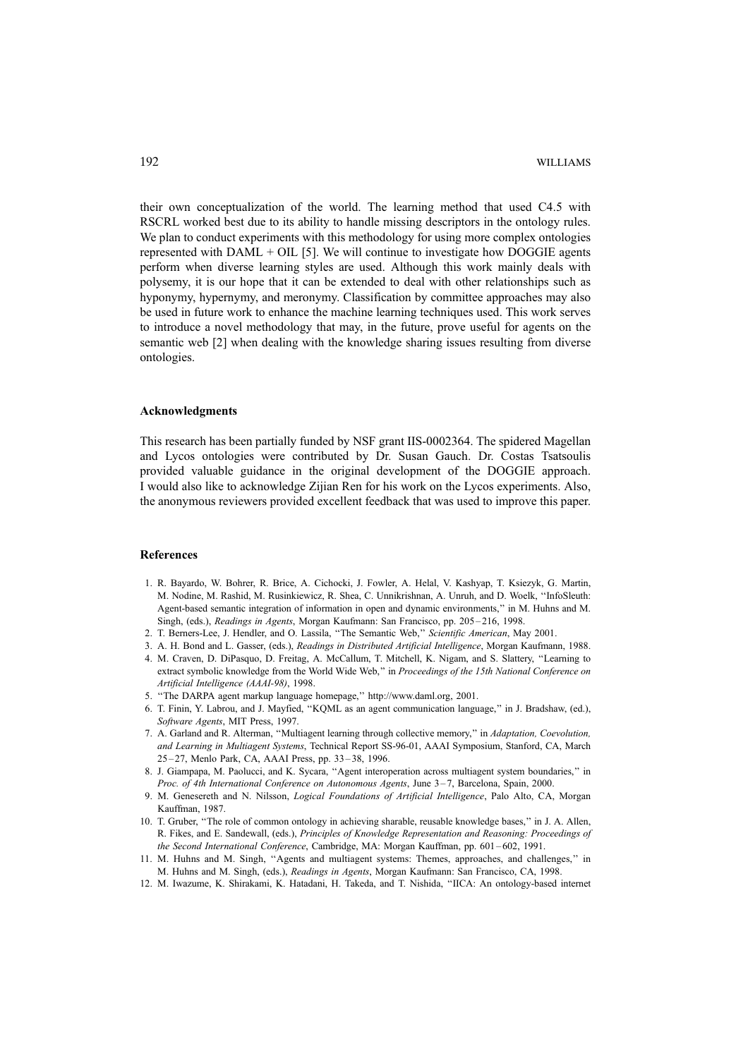their own conceptualization of the world. The learning method that used C4.5 with RSCRL worked best due to its ability to handle missing descriptors in the ontology rules. We plan to conduct experiments with this methodology for using more complex ontologies represented with DAML + OIL [5]. We will continue to investigate how DOGGIE agents perform when diverse learning styles are used. Although this work mainly deals with polysemy, it is our hope that it can be extended to deal with other relationships such as hyponymy, hypernymy, and meronymy. Classification by committee approaches may also be used in future work to enhance the machine learning techniques used. This work serves to introduce a novel methodology that may, in the future, prove useful for agents on the semantic web [2] when dealing with the knowledge sharing issues resulting from diverse ontologies.

### Acknowledgments

This research has been partially funded by NSF grant IIS-0002364. The spidered Magellan and Lycos ontologies were contributed by Dr. Susan Gauch. Dr. Costas Tsatsoulis provided valuable guidance in the original development of the DOGGIE approach. I would also like to acknowledge Zijian Ren for his work on the Lycos experiments. Also, the anonymous reviewers provided excellent feedback that was used to improve this paper.

### References

1. R. Bayardo, W. Bohrer, R. Brice, A. Cichocki, J. Fowler, A. Helal, V. Kashyap, T. Ksiezyk, G. Martin, M. Nodine, M. Rashid, M. Rusinkiewicz, R. Shea, C. Unnikrishnan, A. Unruh, and D. Woelk, ''InfoSleuth: Agent-based semantic integration of information in open and dynamic environments,'' in M. Huhns and M. Singh, (eds.), *Readings in Agents*, Morgan Kaufmann: San Francisco, pp. 205–216, 1998.
2. T. Berners-Lee, J. Hendler, and O. Lassila, ''The Semantic Web,'' *Scientific American*, May 2001.
3. A. H. Bond and L. Gasser, (eds.), *Readings in Distributed Artificial Intelligence*, Morgan Kaufmann, 1988.
4. M. Craven, D. DiPasquo, D. Freitag, A. McCallum, T. Mitchell, K. Nigam, and S. Slattery, ''Learning to extract symbolic knowledge from the World Wide Web,'' in *Proceedings of the 15th National Conference on Artificial Intelligence (AAAI-98)*, 1998.
5. ''The DARPA agent markup language homepage,'' http://www.daml.org, 2001.
6. T. Finin, Y. Labrou, and J. Mayfied, ''KQML as an agent communication language,'' in J. Bradshaw, (ed.), *Software Agents*, MIT Press, 1997.
7. A. Garland and R. Alterman, ''Multiagent learning through collective memory,'' in *Adaptation, Coevolution, and Learning in Multiagent Systems*, Technical Report SS-96-01, AAAI Symposium, Stanford, CA, March 25–27, Menlo Park, CA, AAAI Press, pp. 33–38, 1996.
8. J. Giampapa, M. Paolucci, and K. Sycara, ''Agent interoperation across multiagent system boundaries,'' in *Proc. of 4th International Conference on Autonomous Agents*, June 3–7, Barcelona, Spain, 2000.
9. M. Genesereth and N. Nilsson, *Logical Foundations of Artificial Intelligence*, Palo Alto, CA, Morgan Kauffman, 1987.
10. T. Gruber, ''The role of common ontology in achieving sharable, reusable knowledge bases,'' in J. A. Allen, R. Fikes, and E. Sandewall, (eds.), *Principles of Knowledge Representation and Reasoning: Proceedings of the Second International Conference*, Cambridge, MA: Morgan Kauffman, pp. 601–602, 1991.
11. M. Huhns and M. Singh, ''Agents and multiagent systems: Themes, approaches, and challenges,'' in M. Huhns and M. Singh, (eds.), *Readings in Agents*, Morgan Kaufmann: San Francisco, CA, 1998.
12. M. Iwazume, K. Shirakami, K. Hatadani, H. Takeda, and T. Nishida, ''IICA: An ontology-based internet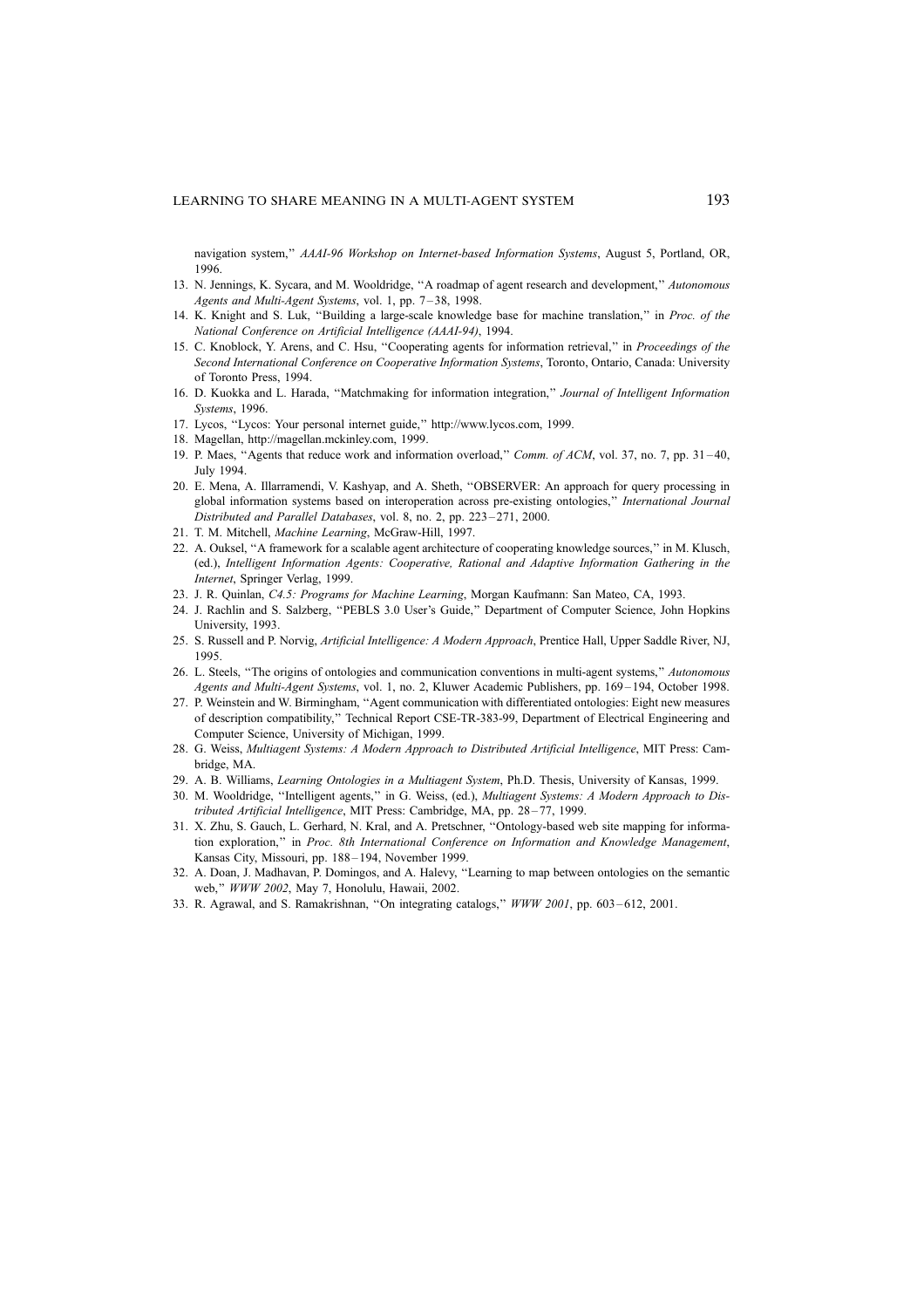navigation system," *AAAI-96 Workshop on Internet-based Information Systems*, August 5, Portland, OR, 1996.

13. N. Jennings, K. Sycara, and M. Wooldridge, "A roadmap of agent research and development," *Autonomous Agents and Multi-Agent Systems*, vol. 1, pp. 7–38, 1998.
14. K. Knight and S. Luk, "Building a large-scale knowledge base for machine translation," in *Proc. of the National Conference on Artificial Intelligence (AAAI-94)*, 1994.
15. C. Knoblock, Y. Arens, and C. Hsu, "Cooperating agents for information retrieval," in *Proceedings of the Second International Conference on Cooperative Information Systems*, Toronto, Ontario, Canada: University of Toronto Press, 1994.
16. D. Kuokka and L. Harada, "Matchmaking for information integration," *Journal of Intelligent Information Systems*, 1996.
17. Lycos, "Lycos: Your personal internet guide," http://www.lycos.com, 1999.
18. Magellan, http://magellan.mckinley.com, 1999.
19. P. Maes, "Agents that reduce work and information overload," *Comm. of ACM*, vol. 37, no. 7, pp. 31–40, July 1994.
20. E. Mena, A. Illarramendi, V. Kashyap, and A. Sheth, "OBSERVER: An approach for query processing in global information systems based on interoperation across pre-existing ontologies," *International Journal Distributed and Parallel Databases*, vol. 8, no. 2, pp. 223–271, 2000.
21. T. M. Mitchell, *Machine Learning*, McGraw-Hill, 1997.
22. A. Ouksel, "A framework for a scalable agent architecture of cooperating knowledge sources," in M. Klusch, (ed.), *Intelligent Information Agents: Cooperative, Rational and Adaptive Information Gathering in the Internet*, Springer Verlag, 1999.
23. J. R. Quinlan, *C4.5: Programs for Machine Learning*, Morgan Kaufmann: San Mateo, CA, 1993.
24. J. Rachlin and S. Salzberg, "PEBLS 3.0 User's Guide," Department of Computer Science, John Hopkins University, 1993.
25. S. Russell and P. Norvig, *Artificial Intelligence: A Modern Approach*, Prentice Hall, Upper Saddle River, NJ, 1995.
26. L. Steels, "The origins of ontologies and communication conventions in multi-agent systems," *Autonomous Agents and Multi-Agent Systems*, vol. 1, no. 2, Kluwer Academic Publishers, pp. 169–194, October 1998.
27. P. Weinstein and W. Birmingham, "Agent communication with differentiated ontologies: Eight new measures of description compatibility," Technical Report CSE-TR-383-99, Department of Electrical Engineering and Computer Science, University of Michigan, 1999.
28. G. Weiss, *Multiagent Systems: A Modern Approach to Distributed Artificial Intelligence*, MIT Press: Cambridge, MA.
29. A. B. Williams, *Learning Ontologies in a Multiagent System*, Ph.D. Thesis, University of Kansas, 1999.
30. M. Wooldridge, "Intelligent agents," in G. Weiss, (ed.), *Multiagent Systems: A Modern Approach to Distributed Artificial Intelligence*, MIT Press: Cambridge, MA, pp. 28–77, 1999.
31. X. Zhu, S. Gauch, L. Gerhard, N. Kral, and A. Pretschner, "Ontology-based web site mapping for information exploration," in *Proc. 8th International Conference on Information and Knowledge Management*, Kansas City, Missouri, pp. 188–194, November 1999.
32. A. Doan, J. Madhavan, P. Domingos, and A. Halevy, "Learning to map between ontologies on the semantic web," *WWW 2002*, May 7, Honolulu, Hawaii, 2002.
33. R. Agrawal, and S. Ramakrishnan, "On integrating catalogs," *WWW 2001*, pp. 603–612, 2001.